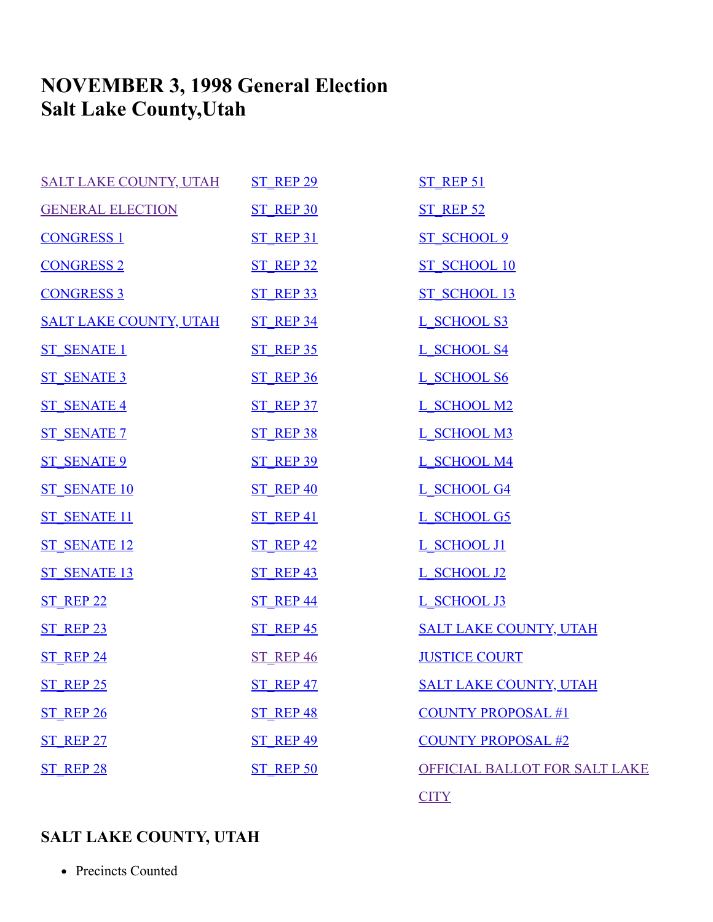# NOVEMBER 3, 1998 General Election
# Salt Lake County,Utah

| | | |
|---|---|---|
| SALT LAKE COUNTY, UTAH | ST_REP 29 | ST_REP 51 |
| GENERAL ELECTION | ST_REP 30 | ST_REP 52 |
| CONGRESS 1 | ST_REP 31 | ST_SCHOOL 9 |
| CONGRESS 2 | ST_REP 32 | ST_SCHOOL 10 |
| CONGRESS 3 | ST_REP 33 | ST_SCHOOL 13 |
| SALT LAKE COUNTY, UTAH | ST_REP 34 | L_SCHOOL S3 |
| ST_SENATE 1 | ST_REP 35 | L_SCHOOL S4 |
| ST_SENATE 3 | ST_REP 36 | L_SCHOOL S6 |
| ST_SENATE 4 | ST_REP 37 | L_SCHOOL M2 |
| ST_SENATE 7 | ST_REP 38 | L_SCHOOL M3 |
| ST_SENATE 9 | ST_REP 39 | L_SCHOOL M4 |
| ST_SENATE 10 | ST_REP 40 | L_SCHOOL G4 |
| ST_SENATE 11 | ST_REP 41 | L_SCHOOL G5 |
| ST_SENATE 12 | ST_REP 42 | L_SCHOOL J1 |
| ST_SENATE 13 | ST_REP 43 | L_SCHOOL J2 |
| ST_REP 22 | ST_REP 44 | L_SCHOOL J3 |
| ST_REP 23 | ST_REP 45 | SALT LAKE COUNTY, UTAH |
| ST_REP 24 | ST_REP 46 | JUSTICE COURT |
| ST_REP 25 | ST_REP 47 | SALT LAKE COUNTY, UTAH |
| ST_REP 26 | ST_REP 48 | COUNTY PROPOSAL #1 |
| ST_REP 27 | ST_REP 49 | COUNTY PROPOSAL #2 |
| ST_REP 28 | ST_REP 50 | OFFICIAL BALLOT FOR SALT LAKE CITY |

### SALT LAKE COUNTY, UTAH

- Precincts Counted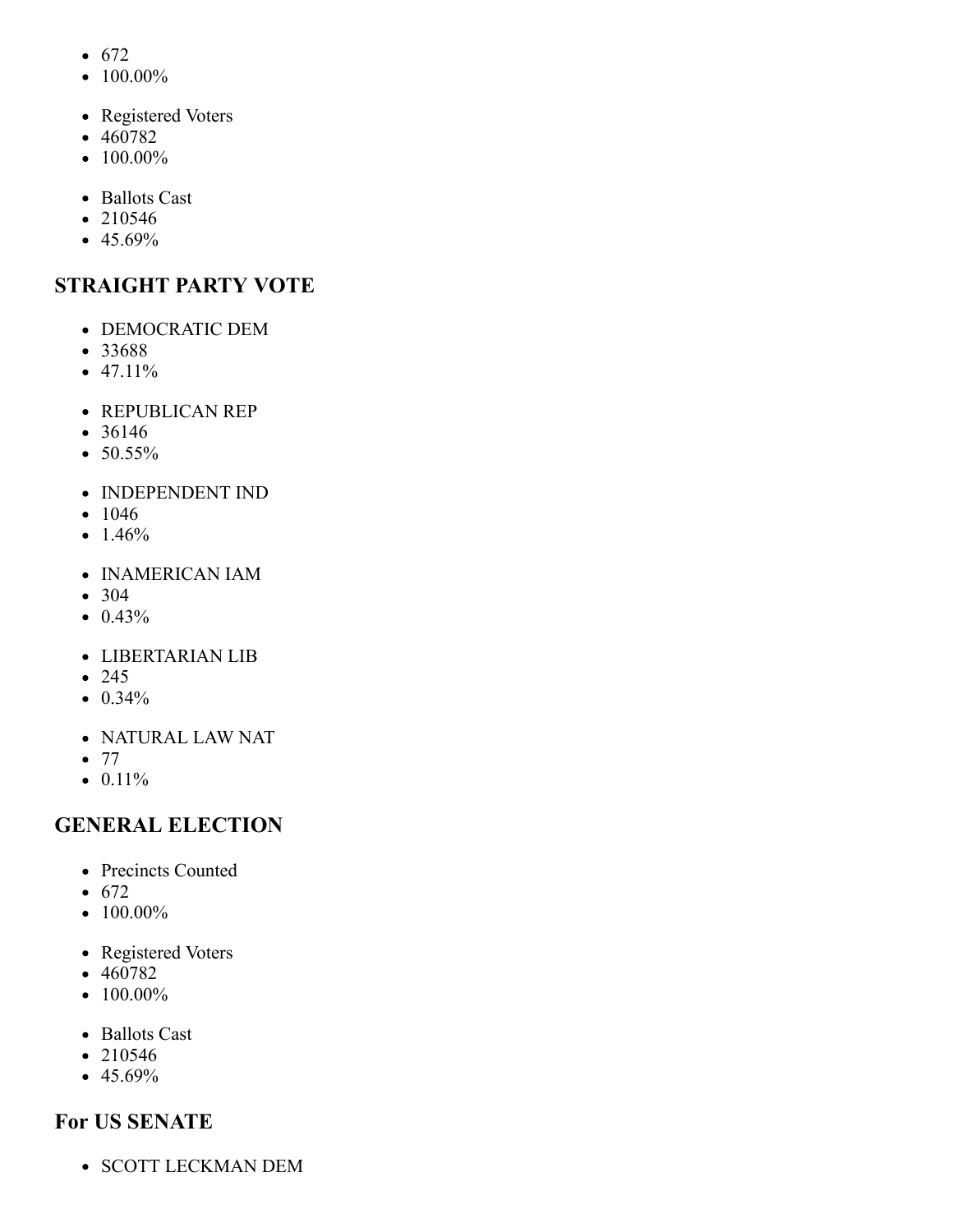- 672
- 100.00%

- Registered Voters
- 460782
- 100.00%

- Ballots Cast
- 210546
- 45.69%

## STRAIGHT PARTY VOTE

- DEMOCRATIC DEM
- 33688
- 47.11%

- REPUBLICAN REP
- 36146
- 50.55%

- INDEPENDENT IND
- 1046
- 1.46%

- INAMERICAN IAM
- 304
- 0.43%

- LIBERTARIAN LIB
- 245
- 0.34%

- NATURAL LAW NAT
- 77
- 0.11%

## GENERAL ELECTION

- Precincts Counted
- 672
- 100.00%

- Registered Voters
- 460782
- 100.00%

- Ballots Cast
- 210546
- 45.69%

## For US SENATE

- SCOTT LECKMAN DEM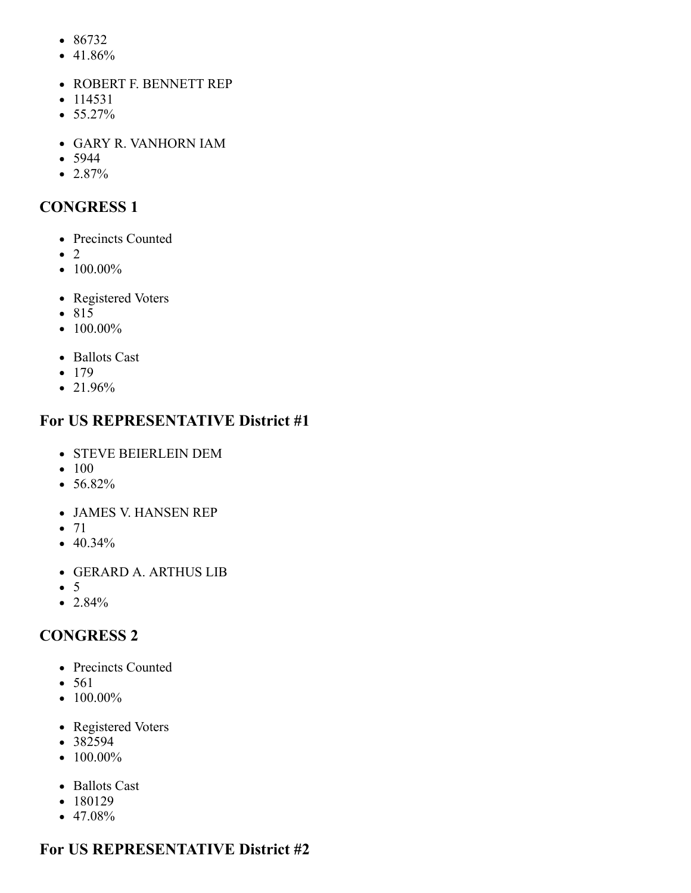- 86732
- 41.86%

- ROBERT F. BENNETT REP
- 114531
- 55.27%

- GARY R. VANHORN IAM
- 5944
- 2.87%

## CONGRESS 1

- Precincts Counted
- 2
- 100.00%

- Registered Voters
- 815
- 100.00%

- Ballots Cast
- 179
- 21.96%

## For US REPRESENTATIVE District #1

- STEVE BEIERLEIN DEM
- 100
- 56.82%

- JAMES V. HANSEN REP
- 71
- 40.34%

- GERARD A. ARTHUS LIB
- 5
- 2.84%

## CONGRESS 2

- Precincts Counted
- 561
- 100.00%

- Registered Voters
- 382594
- 100.00%

- Ballots Cast
- 180129
- 47.08%

## For US REPRESENTATIVE District #2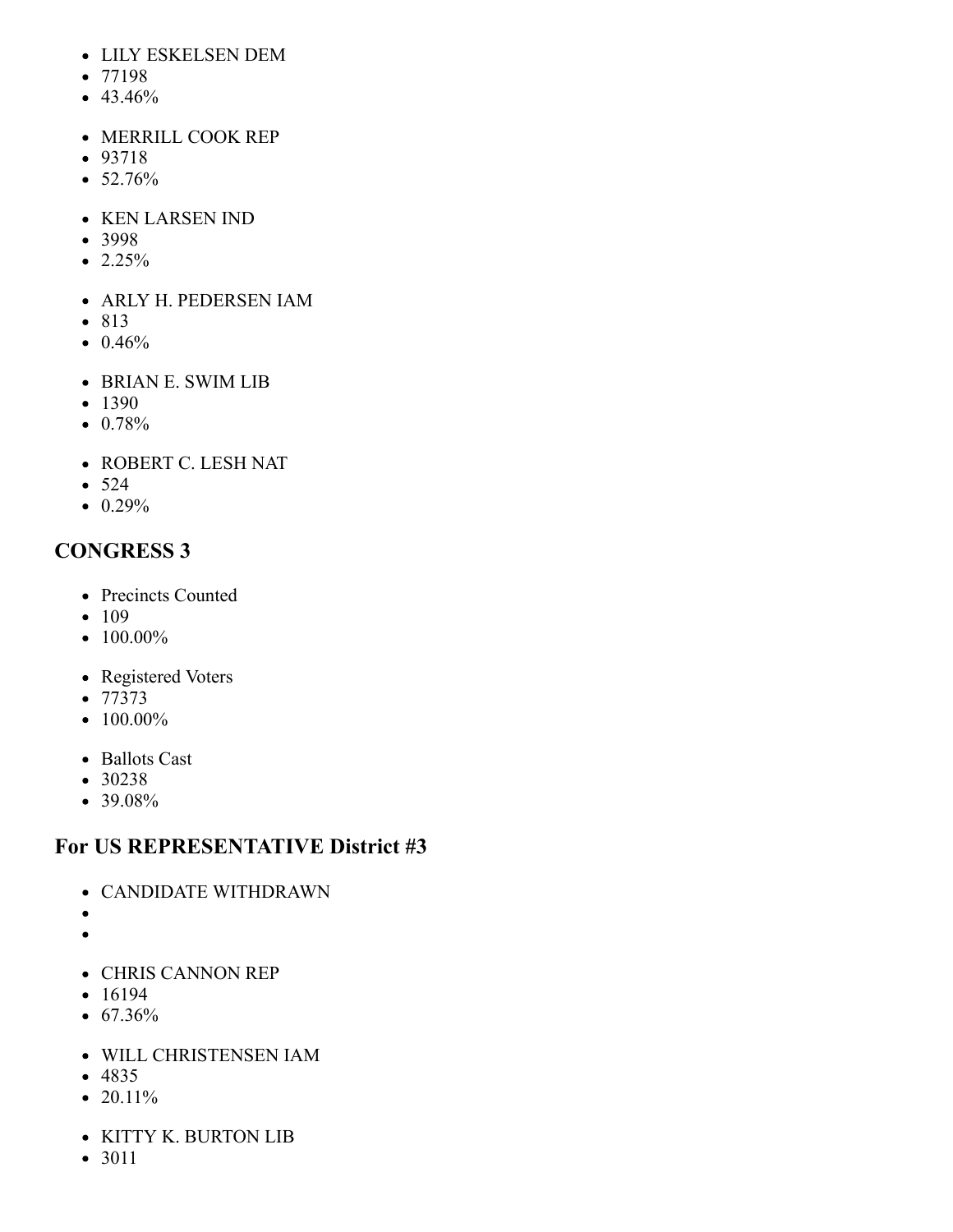- LILY ESKELSEN DEM
- 77198
- 43.46%

- MERRILL COOK REP
- 93718
- 52.76%

- KEN LARSEN IND
- 3998
- 2.25%

- ARLY H. PEDERSEN IAM
- 813
- 0.46%

- BRIAN E. SWIM LIB
- 1390
- 0.78%

- ROBERT C. LESH NAT
- 524
- 0.29%

## CONGRESS 3

- Precincts Counted
- 109
- 100.00%

- Registered Voters
- 77373
- 100.00%

- Ballots Cast
- 30238
- 39.08%

## For US REPRESENTATIVE District #3

- CANDIDATE WITHDRAWN
-
-

- CHRIS CANNON REP
- 16194
- 67.36%

- WILL CHRISTENSEN IAM
- 4835
- 20.11%

- KITTY K. BURTON LIB
- 3011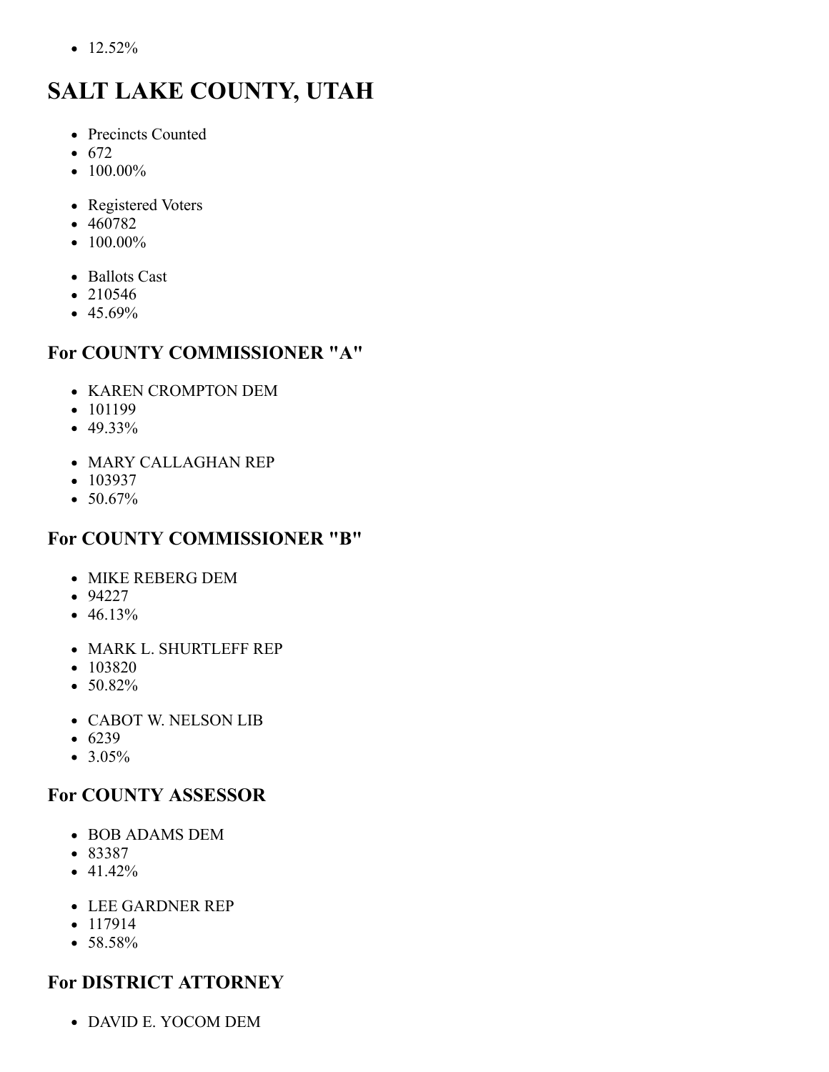- 12.52%

# SALT LAKE COUNTY, UTAH

- Precincts Counted
- 672
- 100.00%

- Registered Voters
- 460782
- 100.00%

- Ballots Cast
- 210546
- 45.69%

## For COUNTY COMMISSIONER "A"

- KAREN CROMPTON DEM
- 101199
- 49.33%

- MARY CALLAGHAN REP
- 103937
- 50.67%

## For COUNTY COMMISSIONER "B"

- MIKE REBERG DEM
- 94227
- 46.13%

- MARK L. SHURTLEFF REP
- 103820
- 50.82%

- CABOT W. NELSON LIB
- 6239
- 3.05%

## For COUNTY ASSESSOR

- BOB ADAMS DEM
- 83387
- 41.42%

- LEE GARDNER REP
- 117914
- 58.58%

## For DISTRICT ATTORNEY

- DAVID E. YOCOM DEM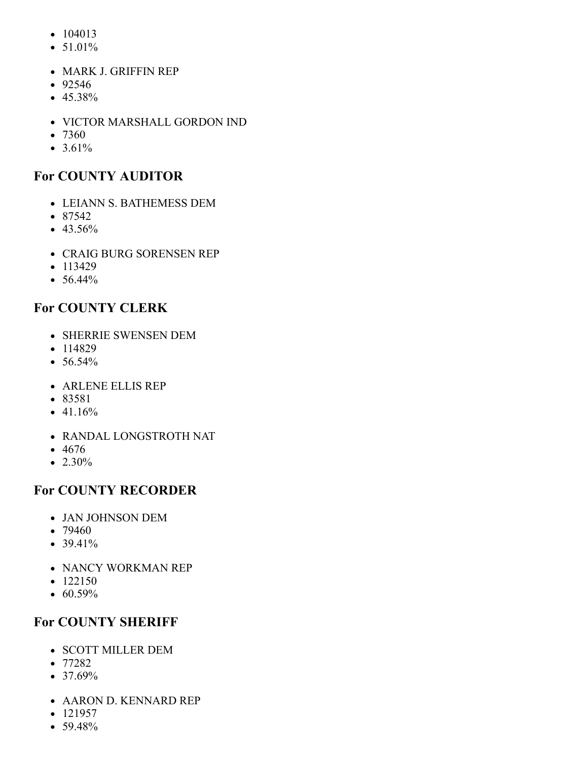- 104013
- 51.01%

- MARK J. GRIFFIN REP
- 92546
- 45.38%

- VICTOR MARSHALL GORDON IND
- 7360
- 3.61%

## For COUNTY AUDITOR

- LEIANN S. BATHEMESS DEM
- 87542
- 43.56%

- CRAIG BURG SORENSEN REP
- 113429
- 56.44%

## For COUNTY CLERK

- SHERRIE SWENSEN DEM
- 114829
- 56.54%

- ARLENE ELLIS REP
- 83581
- 41.16%

- RANDAL LONGSTROTH NAT
- 4676
- 2.30%

## For COUNTY RECORDER

- JAN JOHNSON DEM
- 79460
- 39.41%

- NANCY WORKMAN REP
- 122150
- 60.59%

## For COUNTY SHERIFF

- SCOTT MILLER DEM
- 77282
- 37.69%

- AARON D. KENNARD REP
- 121957
- 59.48%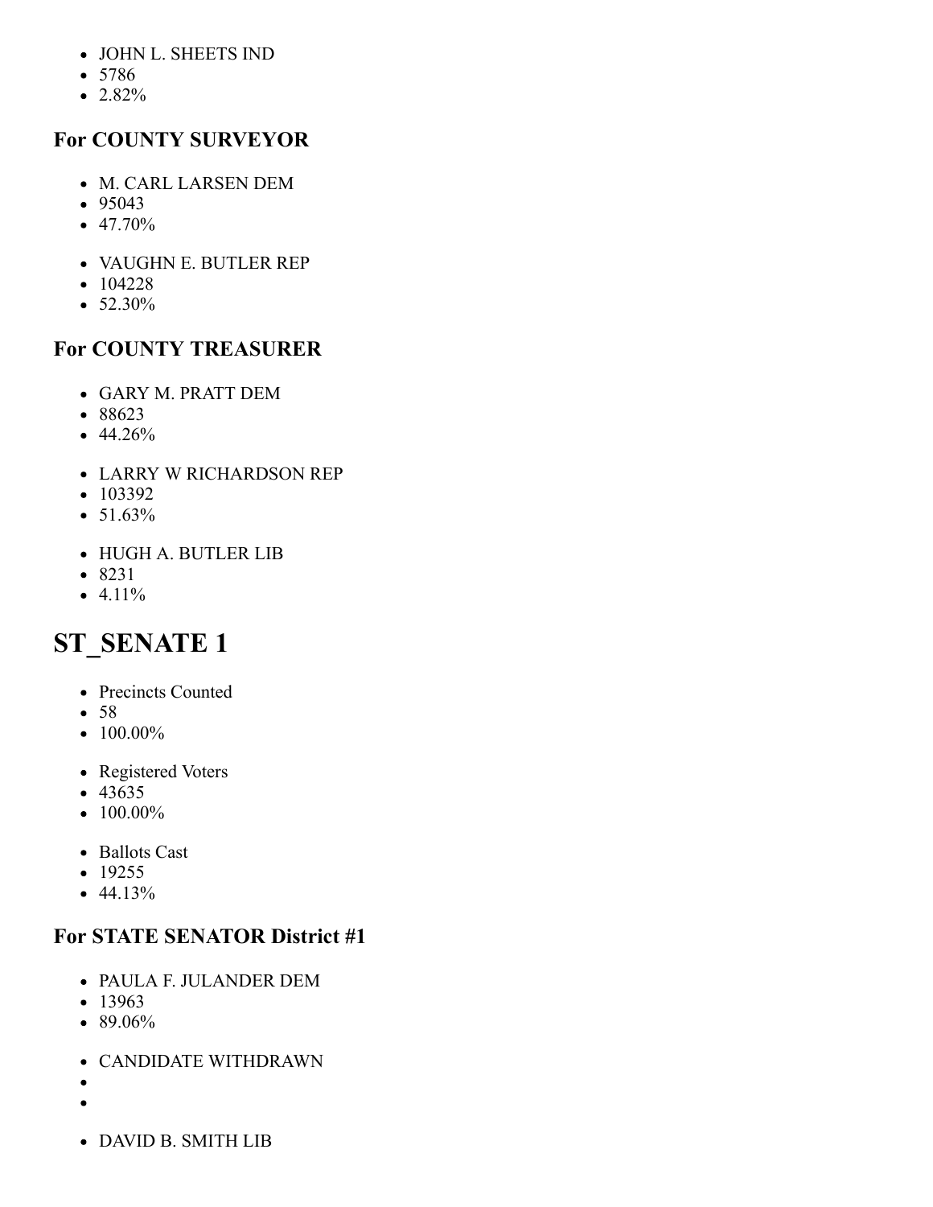- JOHN L. SHEETS IND
- 5786
- 2.82%

### For COUNTY SURVEYOR

- M. CARL LARSEN DEM
- 95043
- 47.70%

- VAUGHN E. BUTLER REP
- 104228
- 52.30%

### For COUNTY TREASURER

- GARY M. PRATT DEM
- 88623
- 44.26%

- LARRY W RICHARDSON REP
- 103392
- 51.63%

- HUGH A. BUTLER LIB
- 8231
- 4.11%

# ST_SENATE 1

- Precincts Counted
- 58
- 100.00%

- Registered Voters
- 43635
- 100.00%

- Ballots Cast
- 19255
- 44.13%

### For STATE SENATOR District #1

- PAULA F. JULANDER DEM
- 13963
- 89.06%

- CANDIDATE WITHDRAWN
-
-

- DAVID B. SMITH LIB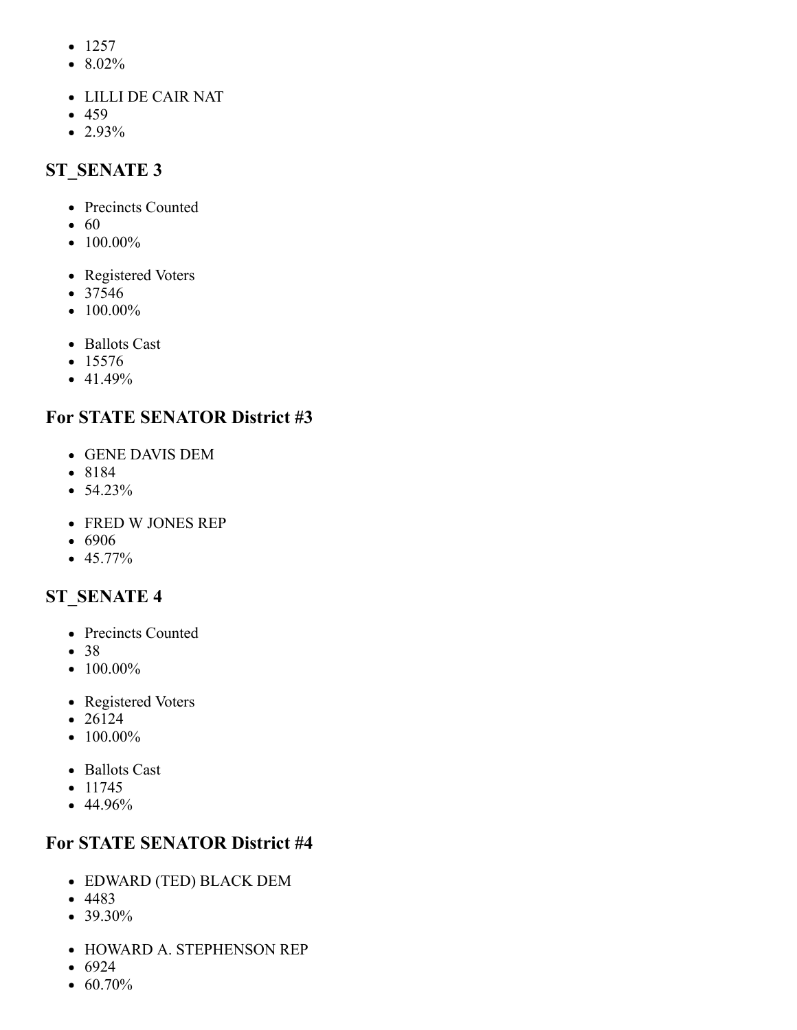- 1257
- 8.02%

- LILLI DE CAIR NAT
- 459
- 2.93%

## ST_SENATE 3

- Precincts Counted
- 60
- 100.00%

- Registered Voters
- 37546
- 100.00%

- Ballots Cast
- 15576
- 41.49%

## For STATE SENATOR District #3

- GENE DAVIS DEM
- 8184
- 54.23%

- FRED W JONES REP
- 6906
- 45.77%

## ST_SENATE 4

- Precincts Counted
- 38
- 100.00%

- Registered Voters
- 26124
- 100.00%

- Ballots Cast
- 11745
- 44.96%

## For STATE SENATOR District #4

- EDWARD (TED) BLACK DEM
- 4483
- 39.30%

- HOWARD A. STEPHENSON REP
- 6924
- 60.70%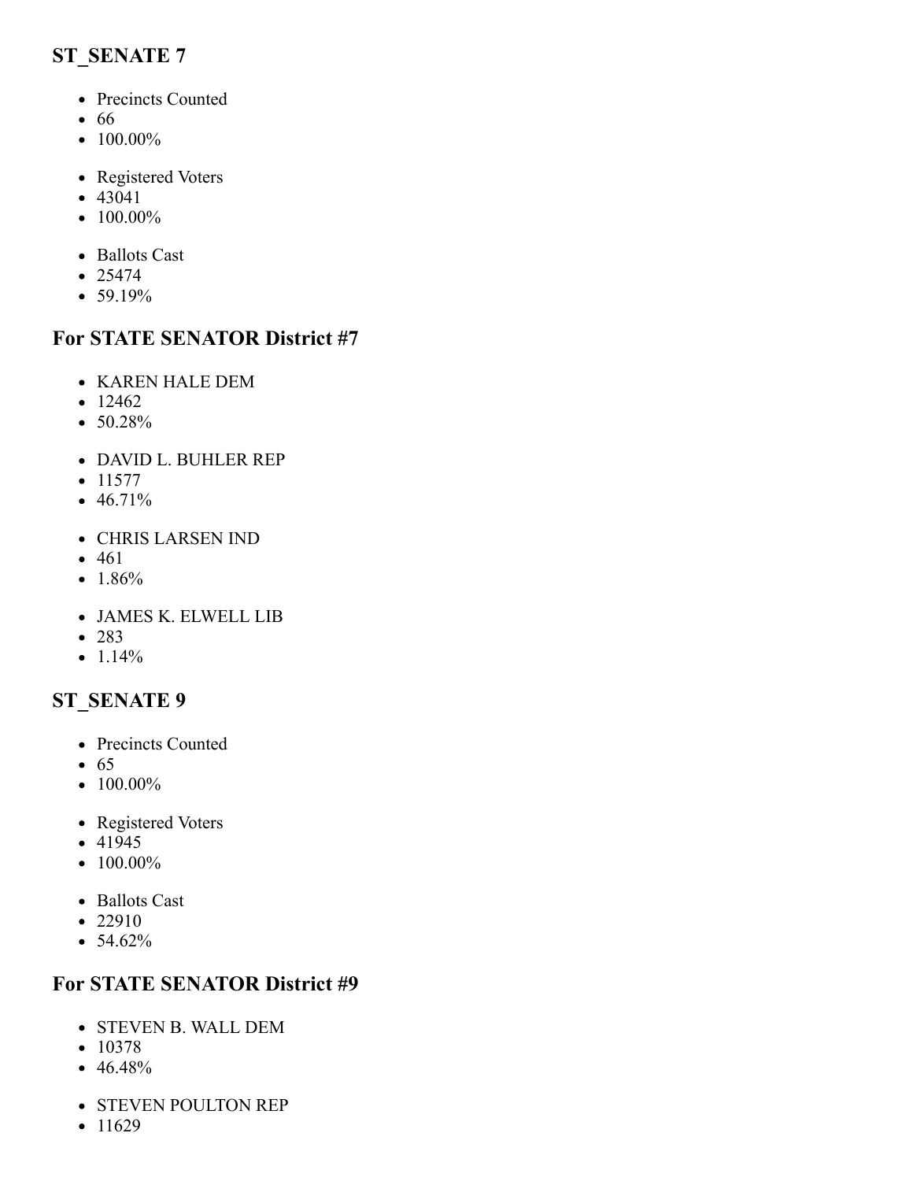## ST_SENATE 7

- Precincts Counted
- 66
- 100.00%

- Registered Voters
- 43041
- 100.00%

- Ballots Cast
- 25474
- 59.19%

## For STATE SENATOR District #7

- KAREN HALE DEM
- 12462
- 50.28%

- DAVID L. BUHLER REP
- 11577
- 46.71%

- CHRIS LARSEN IND
- 461
- 1.86%

- JAMES K. ELWELL LIB
- 283
- 1.14%

## ST_SENATE 9

- Precincts Counted
- 65
- 100.00%

- Registered Voters
- 41945
- 100.00%

- Ballots Cast
- 22910
- 54.62%

## For STATE SENATOR District #9

- STEVEN B. WALL DEM
- 10378
- 46.48%

- STEVEN POULTON REP
- 11629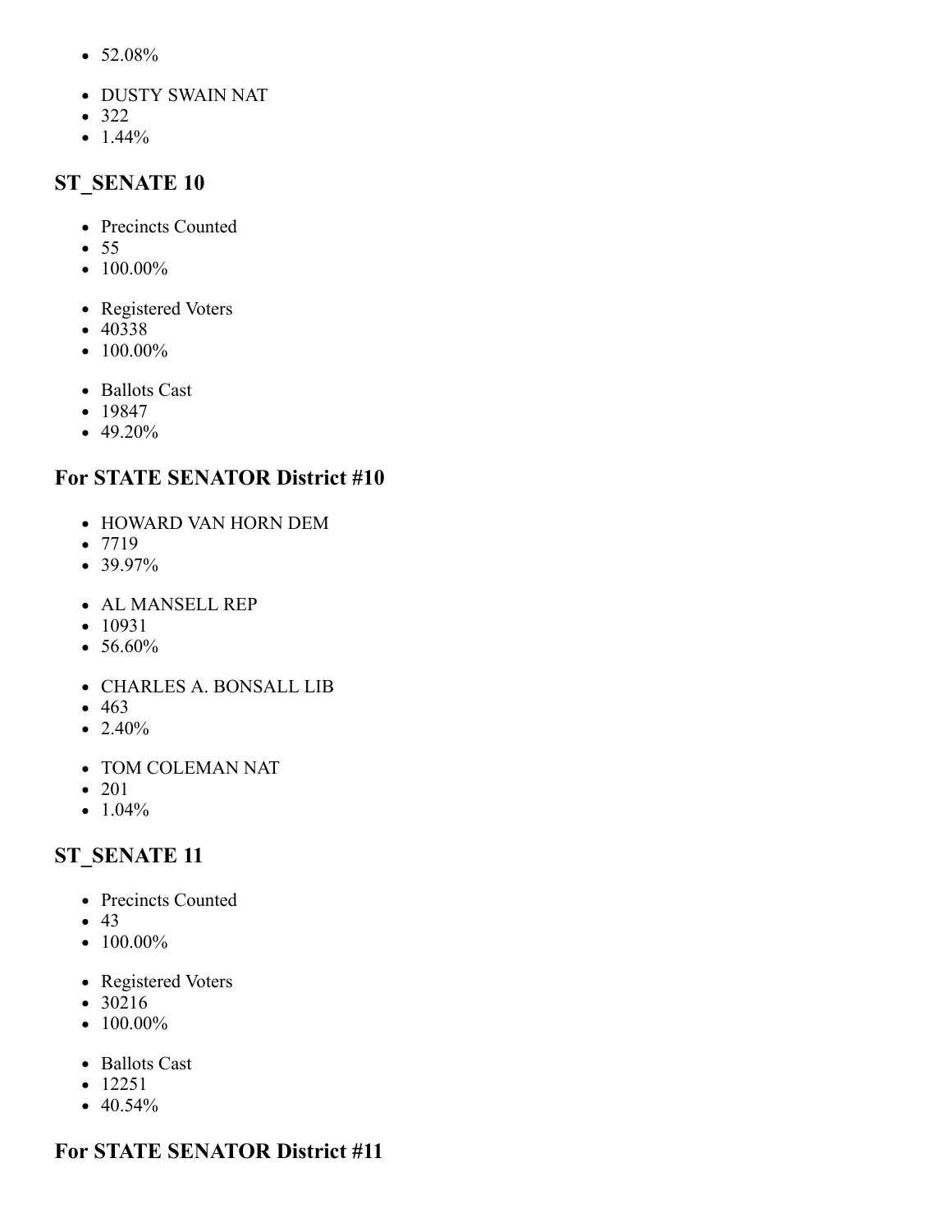- 52.08%

- DUSTY SWAIN NAT
- 322
- 1.44%

## ST_SENATE 10

- Precincts Counted
- 55
- 100.00%

- Registered Voters
- 40338
- 100.00%

- Ballots Cast
- 19847
- 49.20%

## For STATE SENATOR District #10

- HOWARD VAN HORN DEM
- 7719
- 39.97%

- AL MANSELL REP
- 10931
- 56.60%

- CHARLES A. BONSALL LIB
- 463
- 2.40%

- TOM COLEMAN NAT
- 201
- 1.04%

## ST_SENATE 11

- Precincts Counted
- 43
- 100.00%

- Registered Voters
- 30216
- 100.00%

- Ballots Cast
- 12251
- 40.54%

## For STATE SENATOR District #11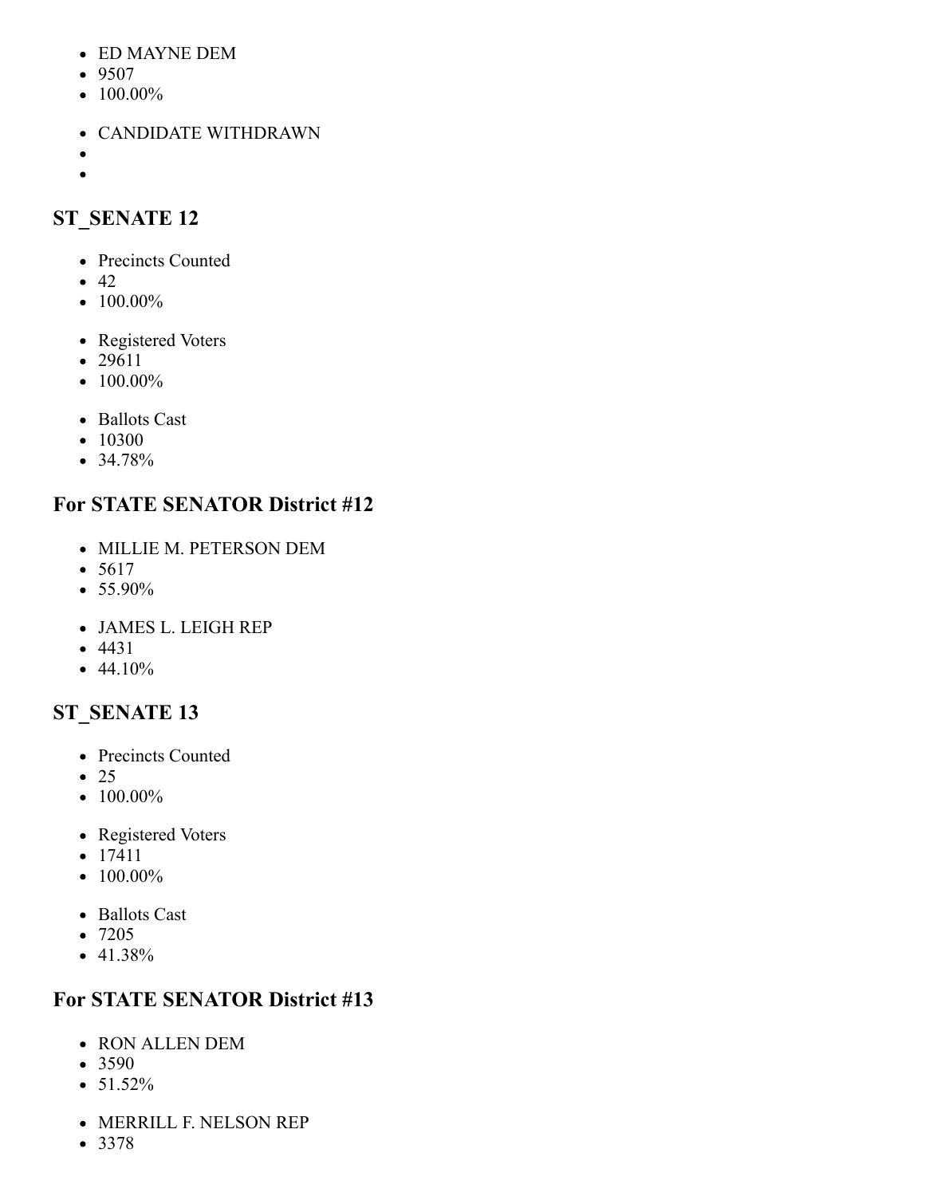- ED MAYNE DEM
- 9507
- 100.00%

- CANDIDATE WITHDRAWN
-
-

## ST_SENATE 12

- Precincts Counted
- 42
- 100.00%

- Registered Voters
- 29611
- 100.00%

- Ballots Cast
- 10300
- 34.78%

## For STATE SENATOR District #12

- MILLIE M. PETERSON DEM
- 5617
- 55.90%

- JAMES L. LEIGH REP
- 4431
- 44.10%

## ST_SENATE 13

- Precincts Counted
- 25
- 100.00%

- Registered Voters
- 17411
- 100.00%

- Ballots Cast
- 7205
- 41.38%

## For STATE SENATOR District #13

- RON ALLEN DEM
- 3590
- 51.52%

- MERRILL F. NELSON REP
- 3378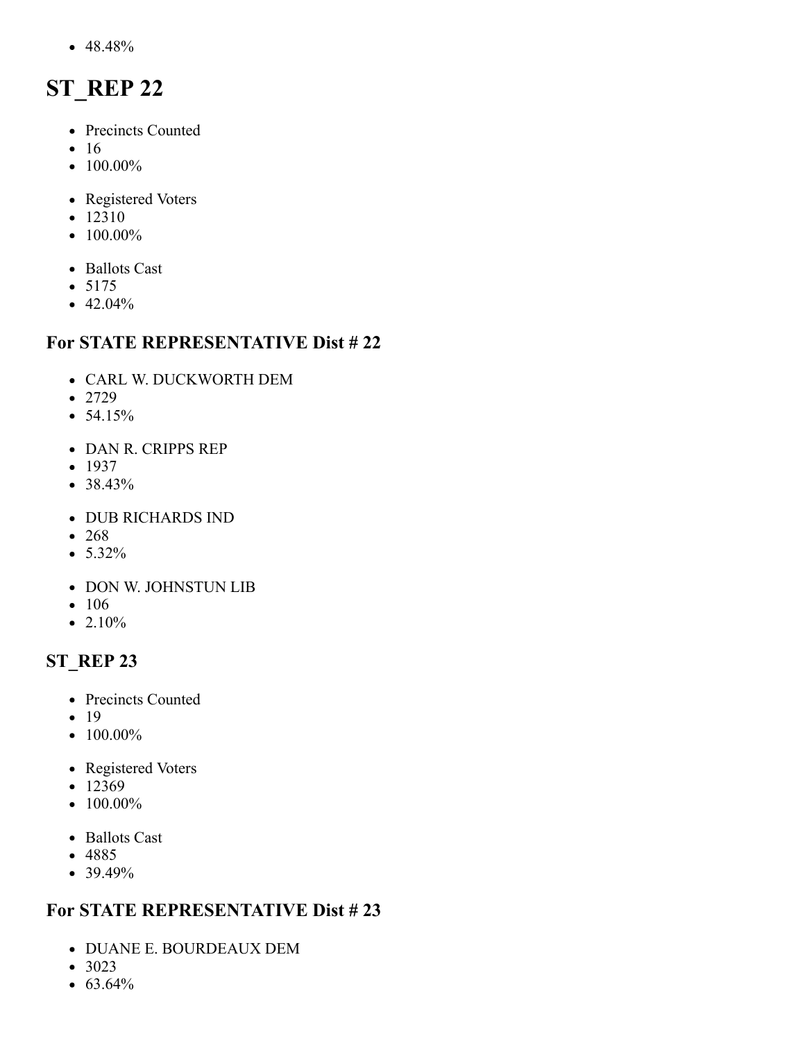- 48.48%

# ST_REP 22

- Precincts Counted
- 16
- 100.00%

- Registered Voters
- 12310
- 100.00%

- Ballots Cast
- 5175
- 42.04%

### For STATE REPRESENTATIVE Dist # 22

- CARL W. DUCKWORTH DEM
- 2729
- 54.15%

- DAN R. CRIPPS REP
- 1937
- 38.43%

- DUB RICHARDS IND
- 268
- 5.32%

- DON W. JOHNSTUN LIB
- 106
- 2.10%

### ST_REP 23

- Precincts Counted
- 19
- 100.00%

- Registered Voters
- 12369
- 100.00%

- Ballots Cast
- 4885
- 39.49%

### For STATE REPRESENTATIVE Dist # 23

- DUANE E. BOURDEAUX DEM
- 3023
- 63.64%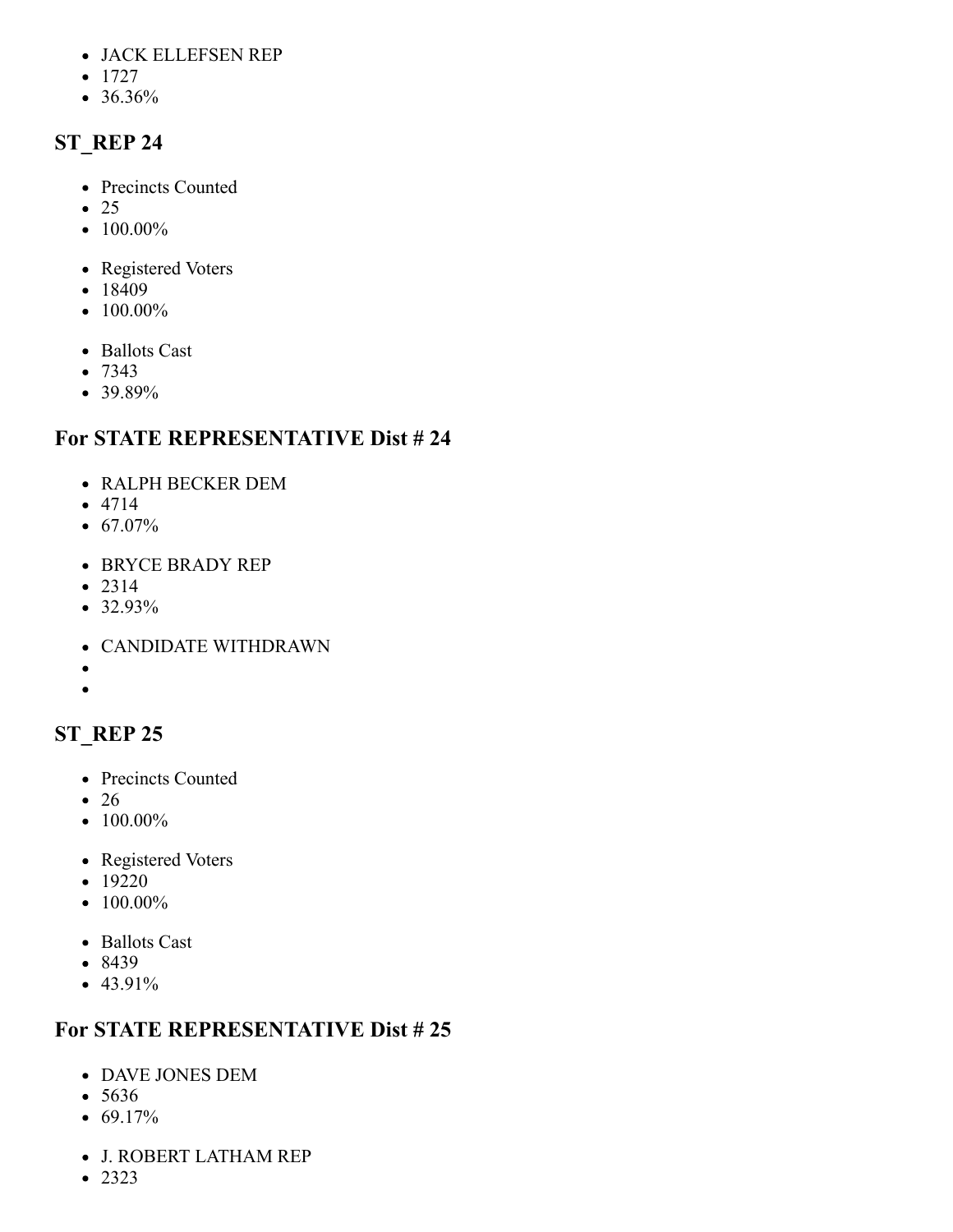- JACK ELLEFSEN REP
- 1727
- 36.36%

## ST_REP 24

- Precincts Counted
- 25
- 100.00%

- Registered Voters
- 18409
- 100.00%

- Ballots Cast
- 7343
- 39.89%

## For STATE REPRESENTATIVE Dist # 24

- RALPH BECKER DEM
- 4714
- 67.07%

- BRYCE BRADY REP
- 2314
- 32.93%

- CANDIDATE WITHDRAWN
-
-

## ST_REP 25

- Precincts Counted
- 26
- 100.00%

- Registered Voters
- 19220
- 100.00%

- Ballots Cast
- 8439
- 43.91%

## For STATE REPRESENTATIVE Dist # 25

- DAVE JONES DEM
- 5636
- 69.17%

- J. ROBERT LATHAM REP
- 2323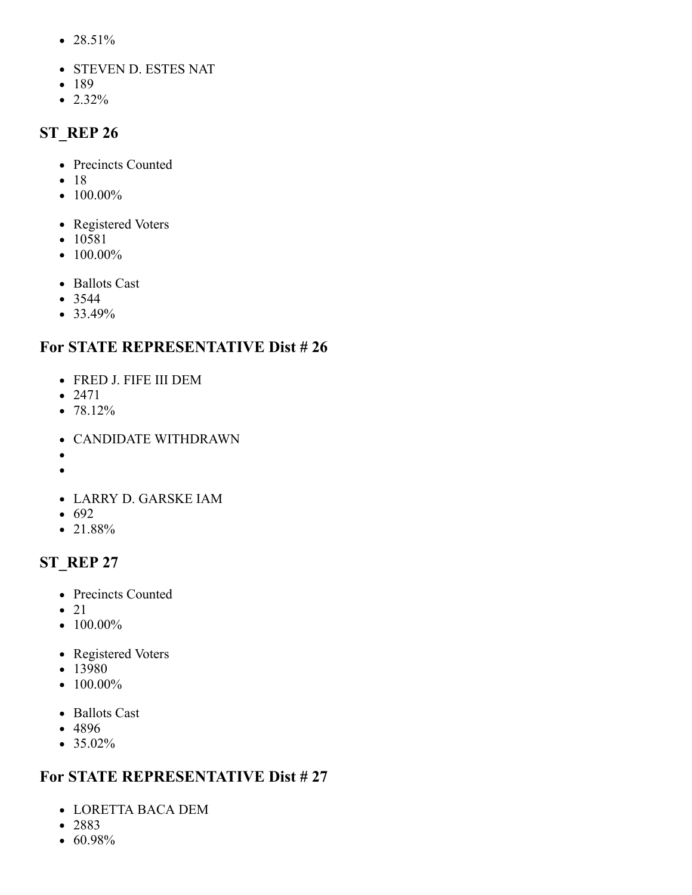- 28.51%

- STEVEN D. ESTES NAT
- 189
- 2.32%

## ST_REP 26

- Precincts Counted
- 18
- 100.00%

- Registered Voters
- 10581
- 100.00%

- Ballots Cast
- 3544
- 33.49%

## For STATE REPRESENTATIVE Dist # 26

- FRED J. FIFE III DEM
- 2471
- 78.12%

- CANDIDATE WITHDRAWN
- 
- 

- LARRY D. GARSKE IAM
- 692
- 21.88%

## ST_REP 27

- Precincts Counted
- 21
- 100.00%

- Registered Voters
- 13980
- 100.00%

- Ballots Cast
- 4896
- 35.02%

## For STATE REPRESENTATIVE Dist # 27

- LORETTA BACA DEM
- 2883
- 60.98%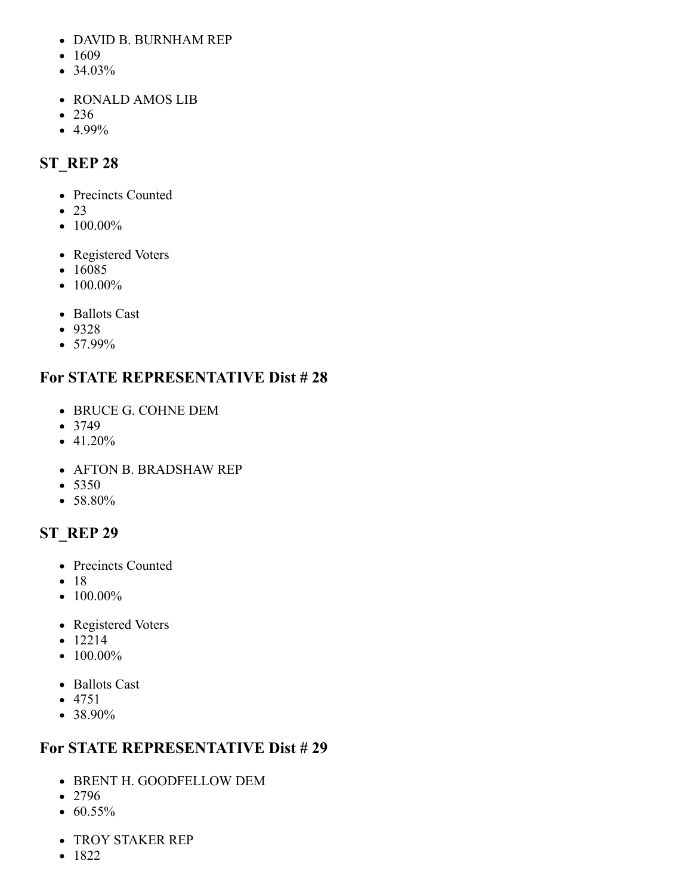- DAVID B. BURNHAM REP
- 1609
- 34.03%

- RONALD AMOS LIB
- 236
- 4.99%

## ST_REP 28

- Precincts Counted
- 23
- 100.00%

- Registered Voters
- 16085
- 100.00%

- Ballots Cast
- 9328
- 57.99%

## For STATE REPRESENTATIVE Dist # 28

- BRUCE G. COHNE DEM
- 3749
- 41.20%

- AFTON B. BRADSHAW REP
- 5350
- 58.80%

## ST_REP 29

- Precincts Counted
- 18
- 100.00%

- Registered Voters
- 12214
- 100.00%

- Ballots Cast
- 4751
- 38.90%

## For STATE REPRESENTATIVE Dist # 29

- BRENT H. GOODFELLOW DEM
- 2796
- 60.55%

- TROY STAKER REP
- 1822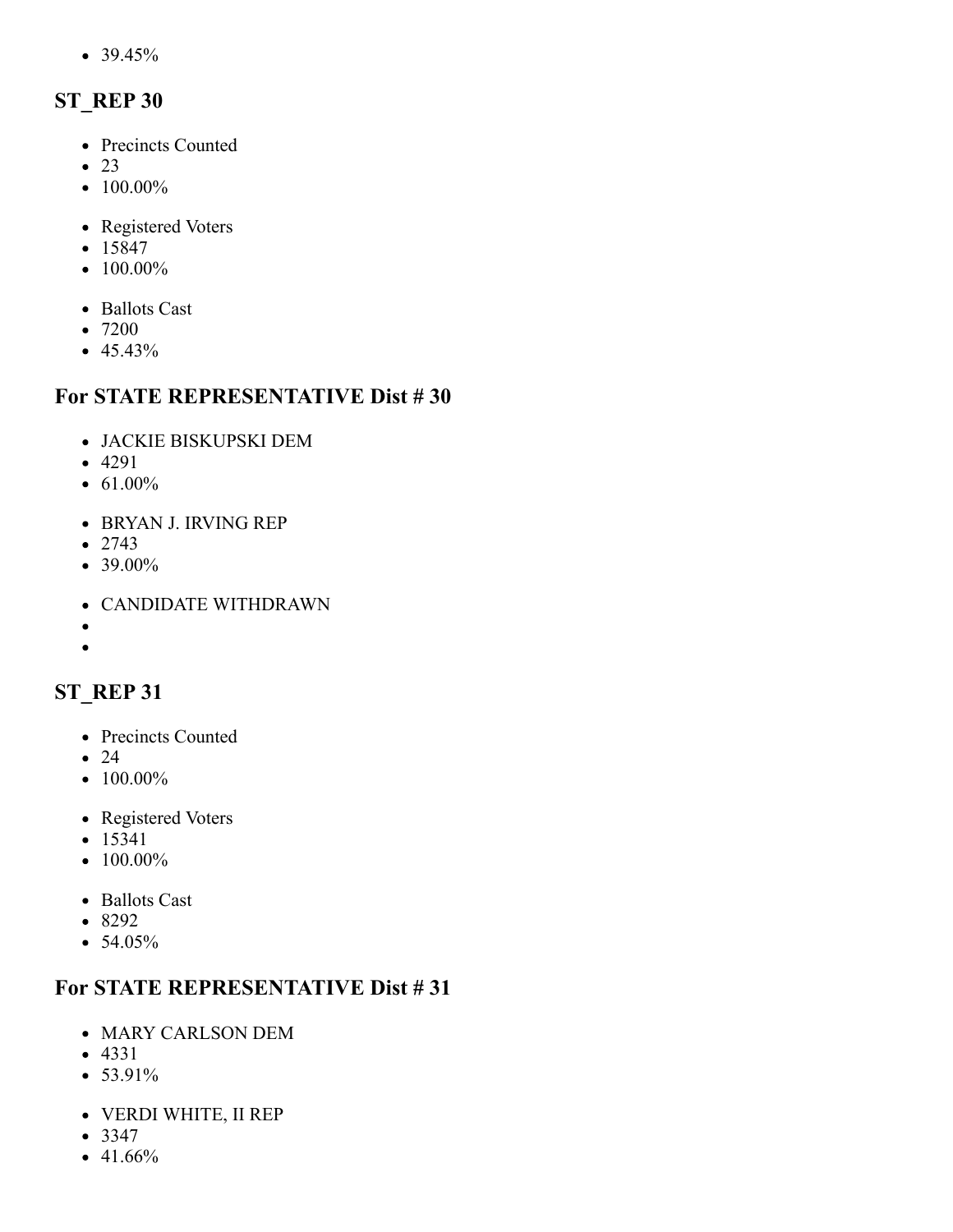- 39.45%

## ST_REP 30

- Precincts Counted
- 23
- 100.00%

- Registered Voters
- 15847
- 100.00%

- Ballots Cast
- 7200
- 45.43%

## For STATE REPRESENTATIVE Dist # 30

- JACKIE BISKUPSKI DEM
- 4291
- 61.00%

- BRYAN J. IRVING REP
- 2743
- 39.00%

- CANDIDATE WITHDRAWN
- 
- 

## ST_REP 31

- Precincts Counted
- 24
- 100.00%

- Registered Voters
- 15341
- 100.00%

- Ballots Cast
- 8292
- 54.05%

## For STATE REPRESENTATIVE Dist # 31

- MARY CARLSON DEM
- 4331
- 53.91%

- VERDI WHITE, II REP
- 3347
- 41.66%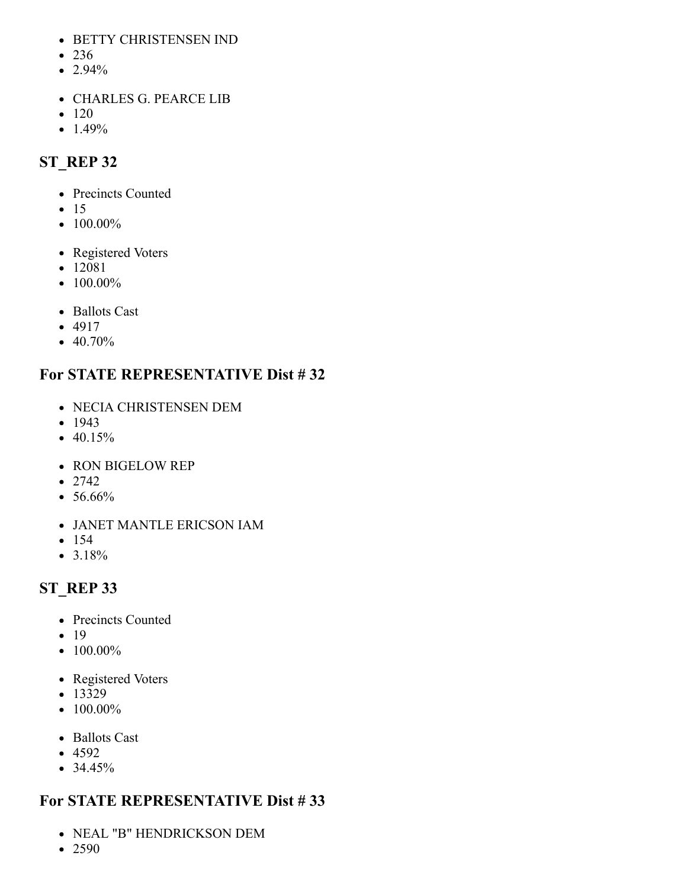- BETTY CHRISTENSEN IND
- 236
- 2.94%

- CHARLES G. PEARCE LIB
- 120
- 1.49%

### ST_REP 32

- Precincts Counted
- 15
- 100.00%

- Registered Voters
- 12081
- 100.00%

- Ballots Cast
- 4917
- 40.70%

### For STATE REPRESENTATIVE Dist # 32

- NECIA CHRISTENSEN DEM
- 1943
- 40.15%

- RON BIGELOW REP
- 2742
- 56.66%

- JANET MANTLE ERICSON IAM
- 154
- 3.18%

### ST_REP 33

- Precincts Counted
- 19
- 100.00%

- Registered Voters
- 13329
- 100.00%

- Ballots Cast
- 4592
- 34.45%

### For STATE REPRESENTATIVE Dist # 33

- NEAL "B" HENDRICKSON DEM
- 2590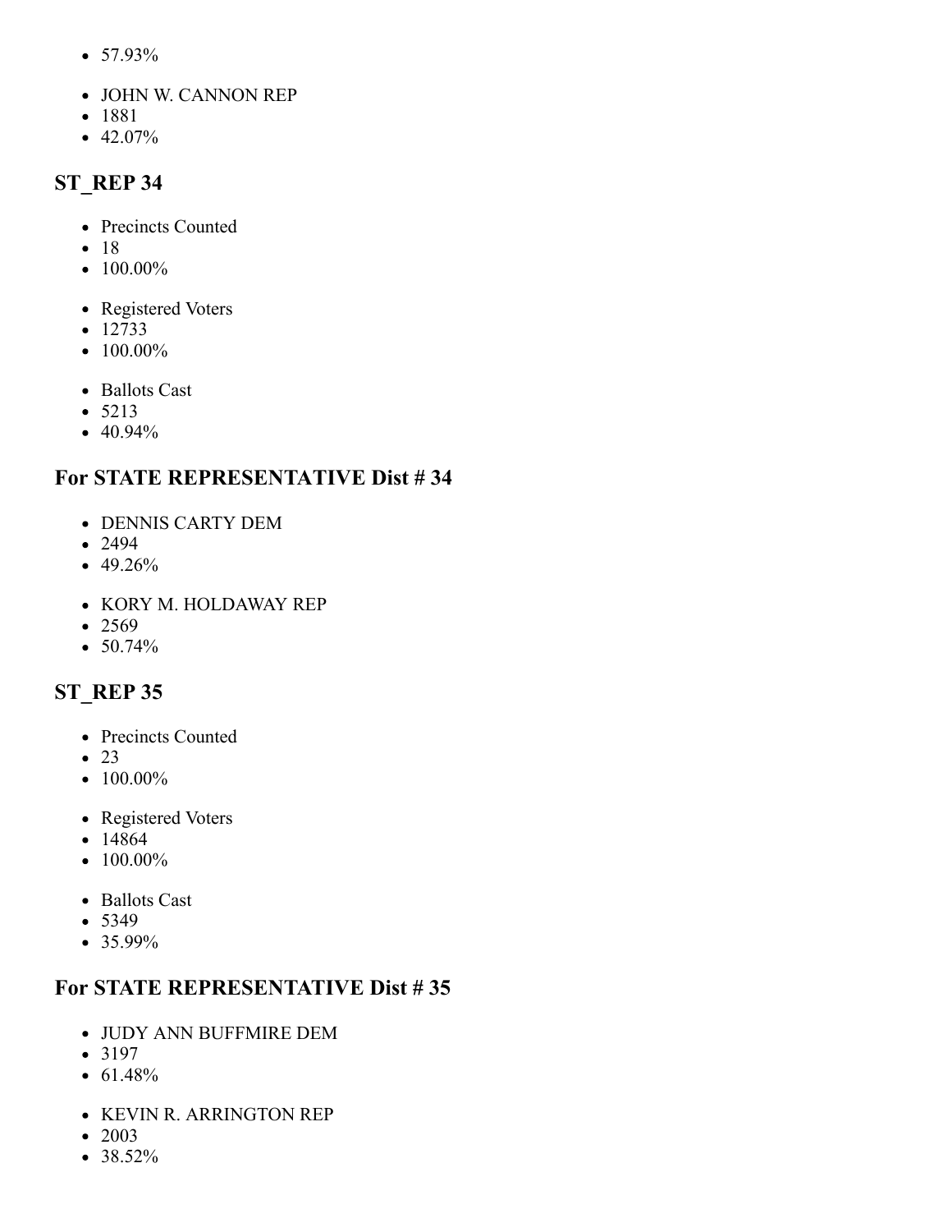- 57.93%

- JOHN W. CANNON REP
- 1881
- 42.07%

## ST_REP 34

- Precincts Counted
- 18
- 100.00%

- Registered Voters
- 12733
- 100.00%

- Ballots Cast
- 5213
- 40.94%

## For STATE REPRESENTATIVE Dist # 34

- DENNIS CARTY DEM
- 2494
- 49.26%

- KORY M. HOLDAWAY REP
- 2569
- 50.74%

## ST_REP 35

- Precincts Counted
- 23
- 100.00%

- Registered Voters
- 14864
- 100.00%

- Ballots Cast
- 5349
- 35.99%

## For STATE REPRESENTATIVE Dist # 35

- JUDY ANN BUFFMIRE DEM
- 3197
- 61.48%

- KEVIN R. ARRINGTON REP
- 2003
- 38.52%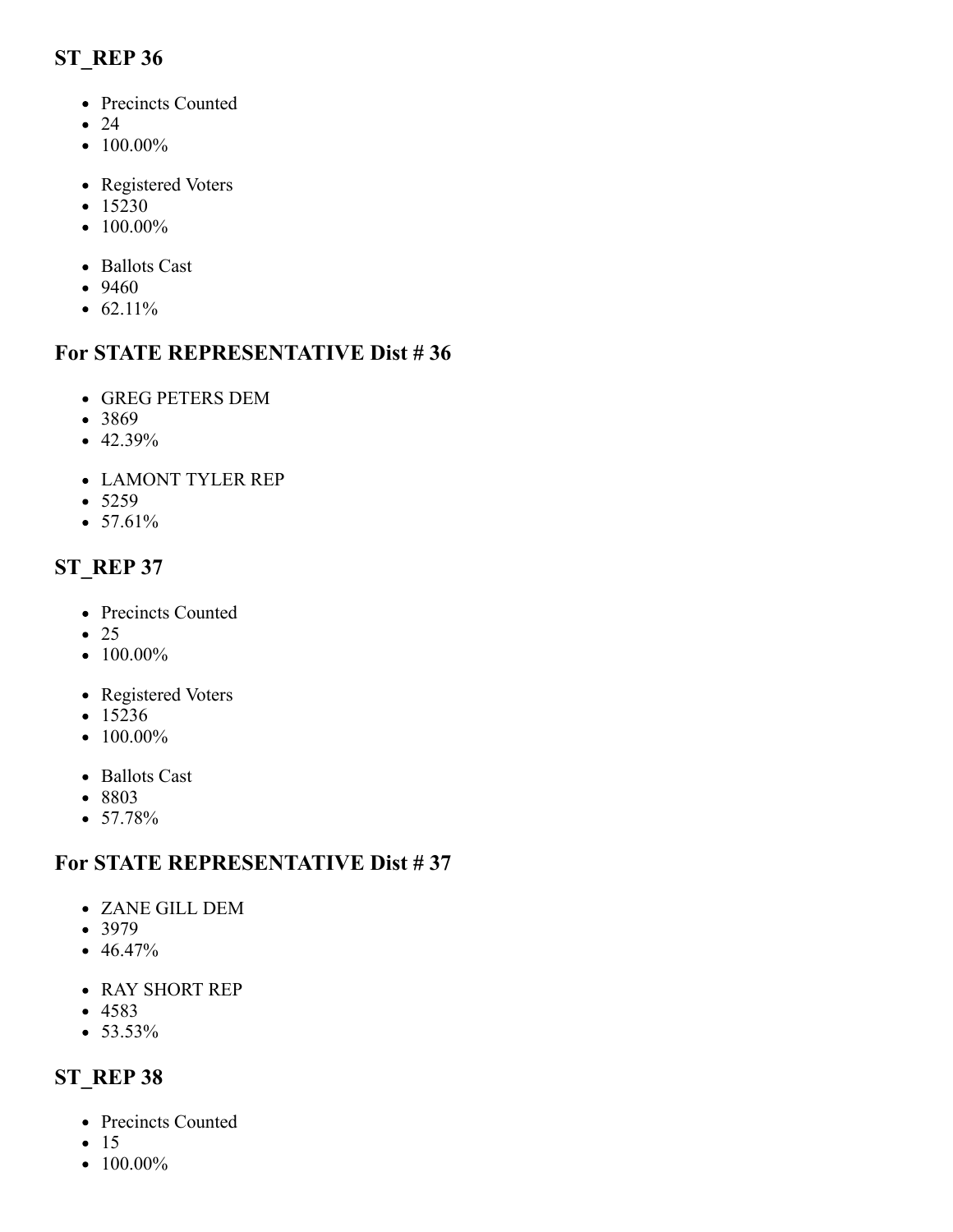## ST_REP 36

- Precincts Counted
- 24
- 100.00%

- Registered Voters
- 15230
- 100.00%

- Ballots Cast
- 9460
- 62.11%

## For STATE REPRESENTATIVE Dist # 36

- GREG PETERS DEM
- 3869
- 42.39%

- LAMONT TYLER REP
- 5259
- 57.61%

## ST_REP 37

- Precincts Counted
- 25
- 100.00%

- Registered Voters
- 15236
- 100.00%

- Ballots Cast
- 8803
- 57.78%

## For STATE REPRESENTATIVE Dist # 37

- ZANE GILL DEM
- 3979
- 46.47%

- RAY SHORT REP
- 4583
- 53.53%

## ST_REP 38

- Precincts Counted
- 15
- 100.00%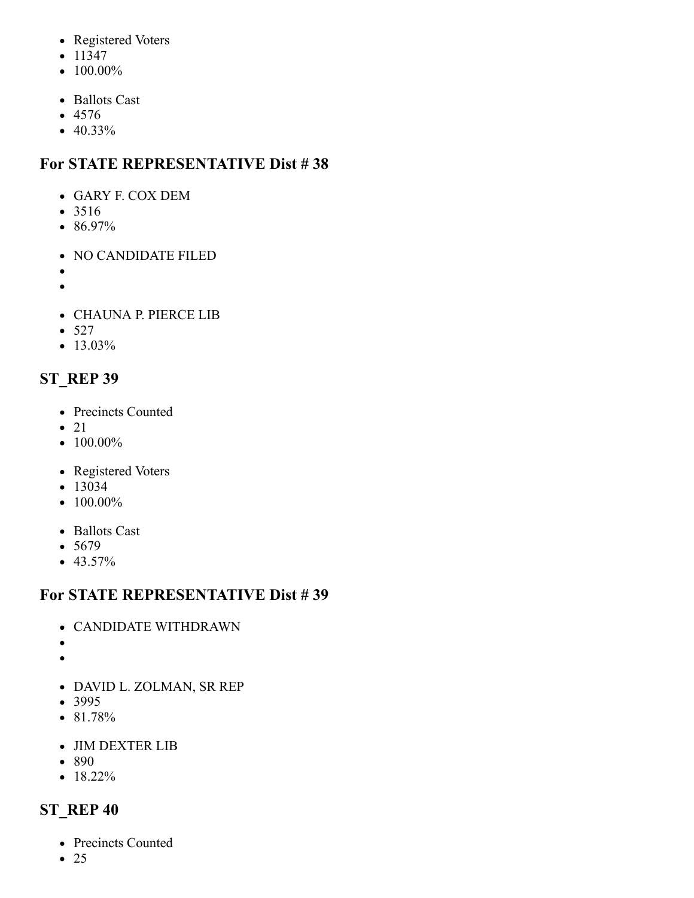- Registered Voters
- 11347
- 100.00%

- Ballots Cast
- 4576
- 40.33%

## For STATE REPRESENTATIVE Dist # 38

- GARY F. COX DEM
- 3516
- 86.97%

- NO CANDIDATE FILED
-
-

- CHAUNA P. PIERCE LIB
- 527
- 13.03%

## ST_REP 39

- Precincts Counted
- 21
- 100.00%

- Registered Voters
- 13034
- 100.00%

- Ballots Cast
- 5679
- 43.57%

## For STATE REPRESENTATIVE Dist # 39

- CANDIDATE WITHDRAWN
-
-

- DAVID L. ZOLMAN, SR REP
- 3995
- 81.78%

- JIM DEXTER LIB
- 890
- 18.22%

## ST_REP 40

- Precincts Counted
- 25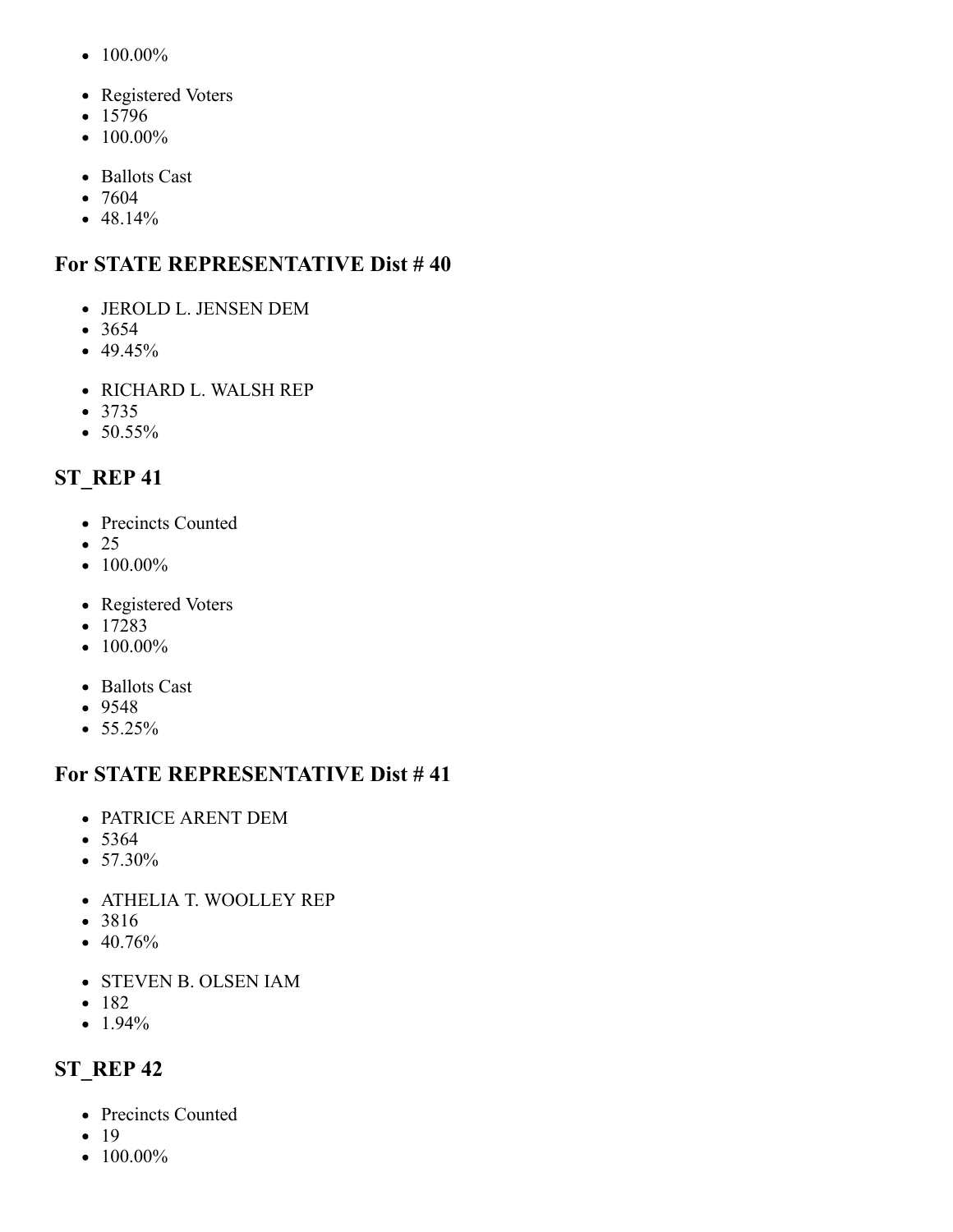- 100.00%

- Registered Voters
- 15796
- 100.00%

- Ballots Cast
- 7604
- 48.14%

## For STATE REPRESENTATIVE Dist # 40

- JEROLD L. JENSEN DEM
- 3654
- 49.45%

- RICHARD L. WALSH REP
- 3735
- 50.55%

## ST_REP 41

- Precincts Counted
- 25
- 100.00%

- Registered Voters
- 17283
- 100.00%

- Ballots Cast
- 9548
- 55.25%

## For STATE REPRESENTATIVE Dist # 41

- PATRICE ARENT DEM
- 5364
- 57.30%

- ATHELIA T. WOOLLEY REP
- 3816
- 40.76%

- STEVEN B. OLSEN IAM
- 182
- 1.94%

## ST_REP 42

- Precincts Counted
- 19
- 100.00%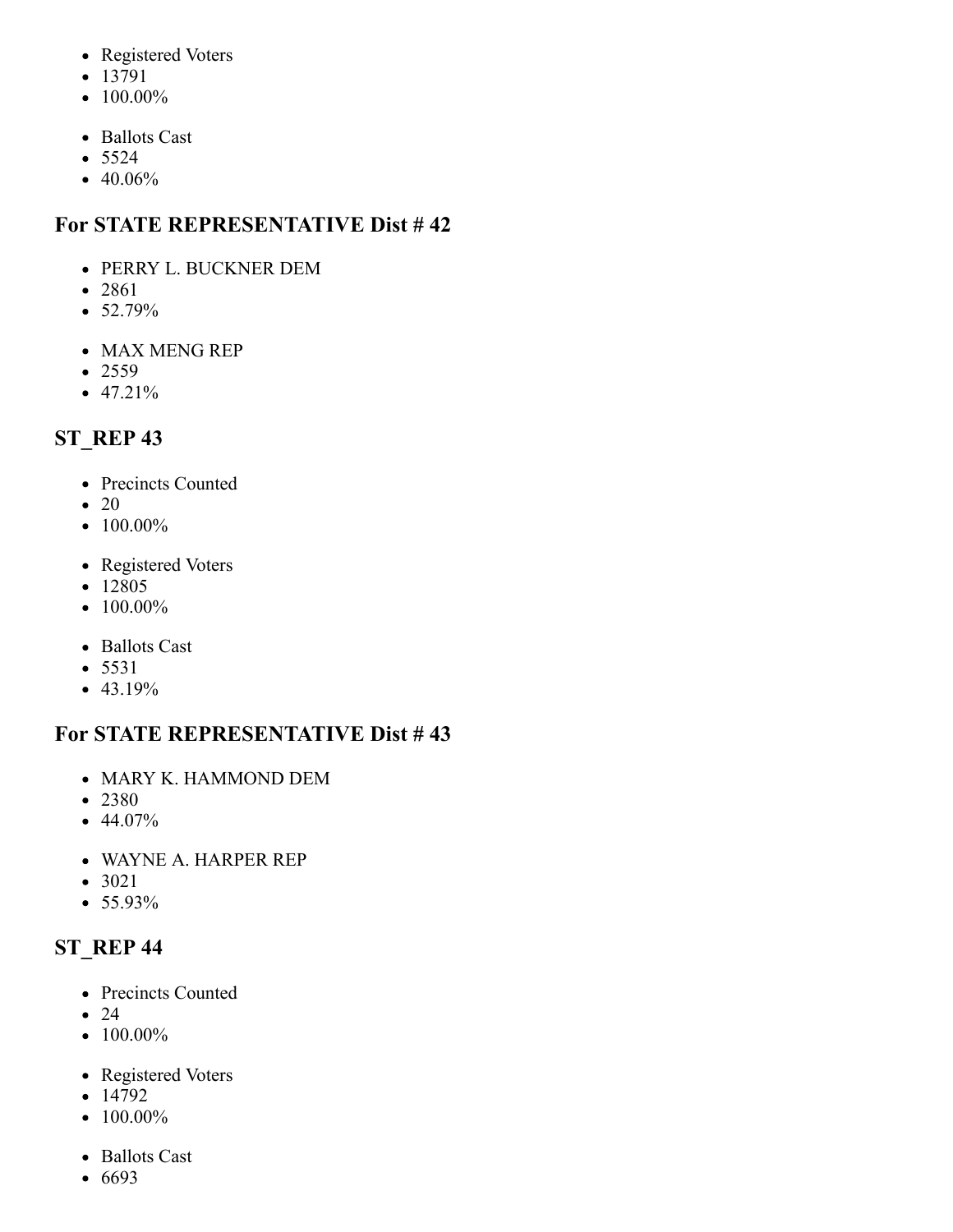- Registered Voters
- 13791
- 100.00%

- Ballots Cast
- 5524
- 40.06%

## For STATE REPRESENTATIVE Dist # 42

- PERRY L. BUCKNER DEM
- 2861
- 52.79%

- MAX MENG REP
- 2559
- 47.21%

## ST_REP 43

- Precincts Counted
- 20
- 100.00%

- Registered Voters
- 12805
- 100.00%

- Ballots Cast
- 5531
- 43.19%

## For STATE REPRESENTATIVE Dist # 43

- MARY K. HAMMOND DEM
- 2380
- 44.07%

- WAYNE A. HARPER REP
- 3021
- 55.93%

## ST_REP 44

- Precincts Counted
- 24
- 100.00%

- Registered Voters
- 14792
- 100.00%

- Ballots Cast
- 6693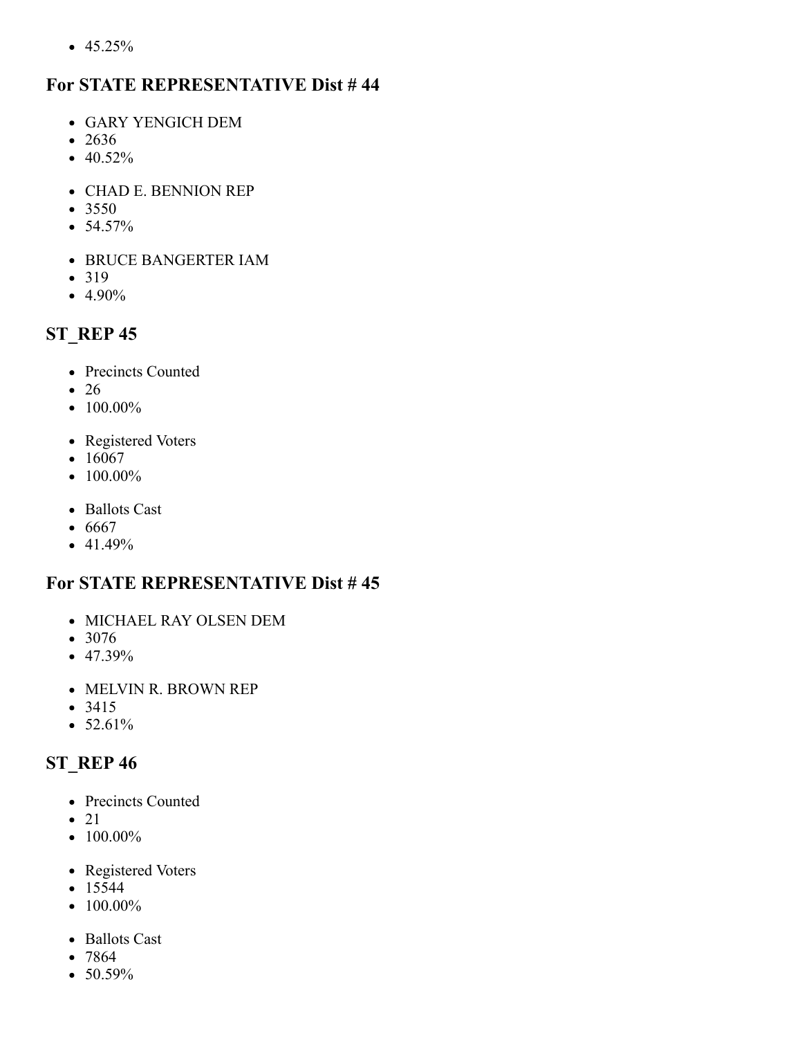- 45.25%

## For STATE REPRESENTATIVE Dist # 44

- GARY YENGICH DEM
- 2636
- 40.52%

- CHAD E. BENNION REP
- 3550
- 54.57%

- BRUCE BANGERTER IAM
- 319
- 4.90%

## ST_REP 45

- Precincts Counted
- 26
- 100.00%

- Registered Voters
- 16067
- 100.00%

- Ballots Cast
- 6667
- 41.49%

## For STATE REPRESENTATIVE Dist # 45

- MICHAEL RAY OLSEN DEM
- 3076
- 47.39%

- MELVIN R. BROWN REP
- 3415
- 52.61%

## ST_REP 46

- Precincts Counted
- 21
- 100.00%

- Registered Voters
- 15544
- 100.00%

- Ballots Cast
- 7864
- 50.59%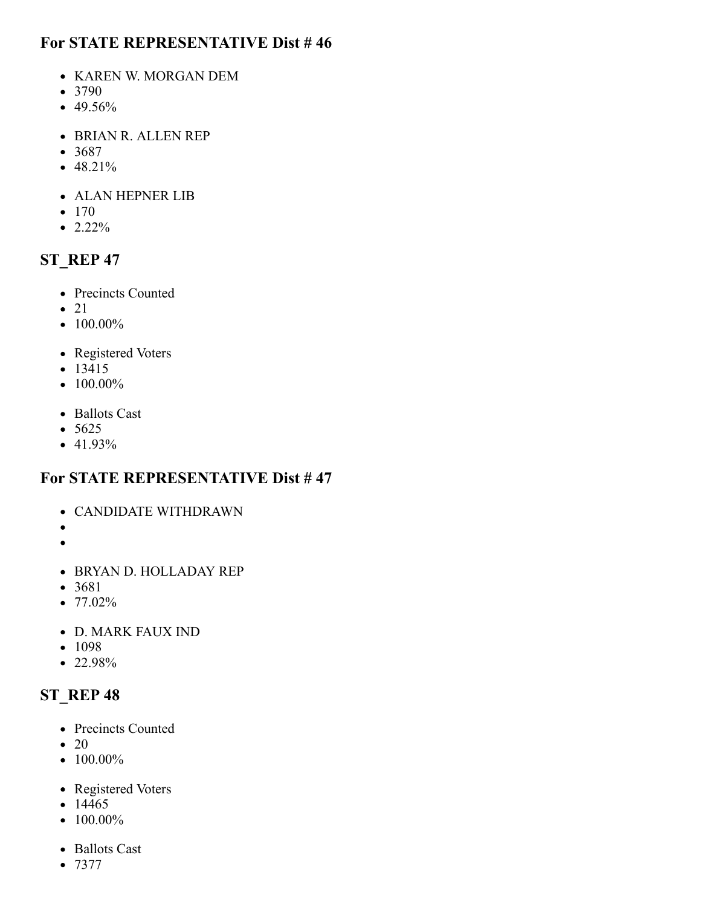## For STATE REPRESENTATIVE Dist # 46

- KAREN W. MORGAN DEM
- 3790
- 49.56%

- BRIAN R. ALLEN REP
- 3687
- 48.21%

- ALAN HEPNER LIB
- 170
- 2.22%

## ST_REP 47

- Precincts Counted
- 21
- 100.00%

- Registered Voters
- 13415
- 100.00%

- Ballots Cast
- 5625
- 41.93%

## For STATE REPRESENTATIVE Dist # 47

- CANDIDATE WITHDRAWN
-
-

- BRYAN D. HOLLADAY REP
- 3681
- 77.02%

- D. MARK FAUX IND
- 1098
- 22.98%

## ST_REP 48

- Precincts Counted
- 20
- 100.00%

- Registered Voters
- 14465
- 100.00%

- Ballots Cast
- 7377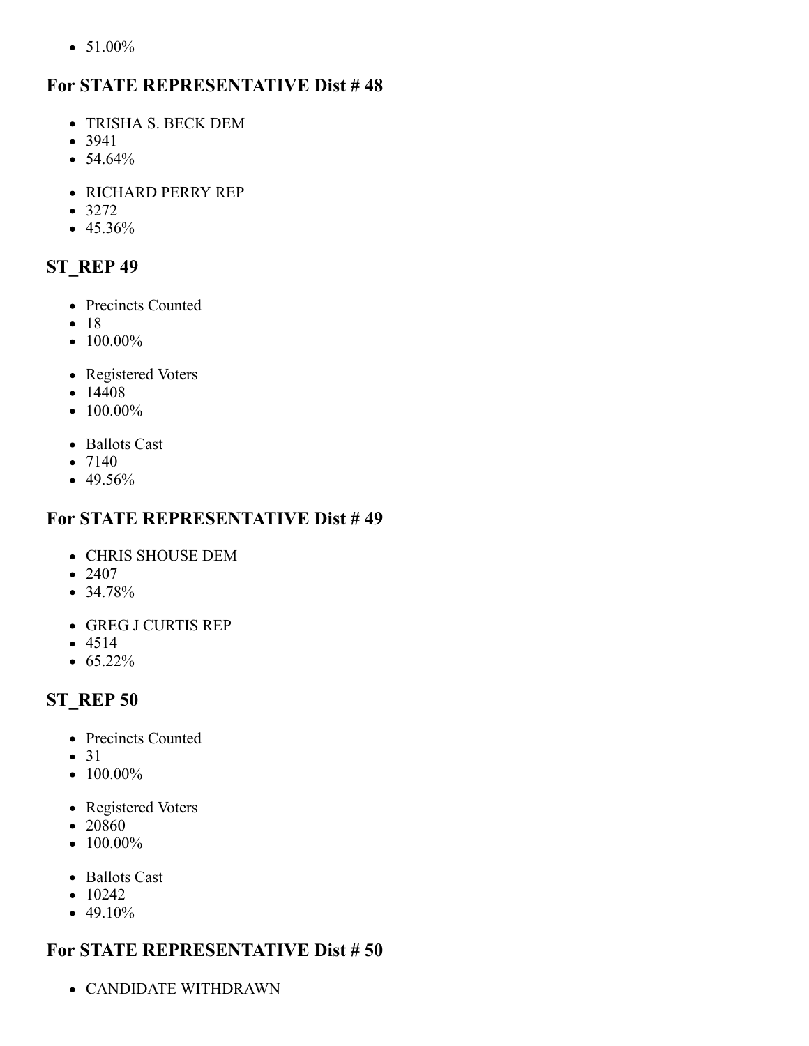- 51.00%

## For STATE REPRESENTATIVE Dist # 48

- TRISHA S. BECK DEM
- 3941
- 54.64%

- RICHARD PERRY REP
- 3272
- 45.36%

## ST_REP 49

- Precincts Counted
- 18
- 100.00%

- Registered Voters
- 14408
- 100.00%

- Ballots Cast
- 7140
- 49.56%

## For STATE REPRESENTATIVE Dist # 49

- CHRIS SHOUSE DEM
- 2407
- 34.78%

- GREG J CURTIS REP
- 4514
- 65.22%

## ST_REP 50

- Precincts Counted
- 31
- 100.00%

- Registered Voters
- 20860
- 100.00%

- Ballots Cast
- 10242
- 49.10%

## For STATE REPRESENTATIVE Dist # 50

- CANDIDATE WITHDRAWN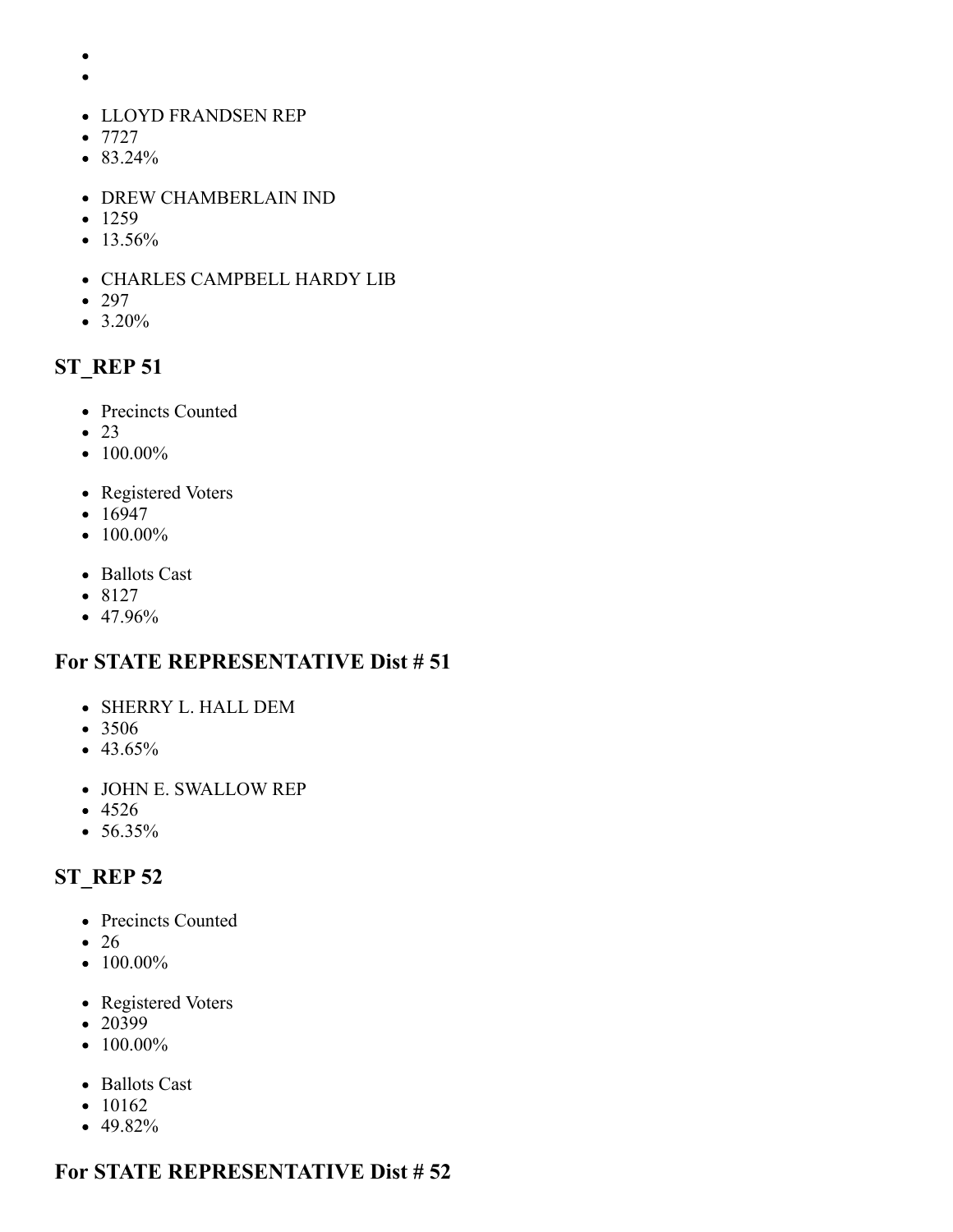- 
- 

- LLOYD FRANDSEN REP
- 7727
- 83.24%

- DREW CHAMBERLAIN IND
- 1259
- 13.56%

- CHARLES CAMPBELL HARDY LIB
- 297
- 3.20%

## ST_REP 51

- Precincts Counted
- 23
- 100.00%

- Registered Voters
- 16947
- 100.00%

- Ballots Cast
- 8127
- 47.96%

## For STATE REPRESENTATIVE Dist # 51

- SHERRY L. HALL DEM
- 3506
- 43.65%

- JOHN E. SWALLOW REP
- 4526
- 56.35%

## ST_REP 52

- Precincts Counted
- 26
- 100.00%

- Registered Voters
- 20399
- 100.00%

- Ballots Cast
- 10162
- 49.82%

## For STATE REPRESENTATIVE Dist # 52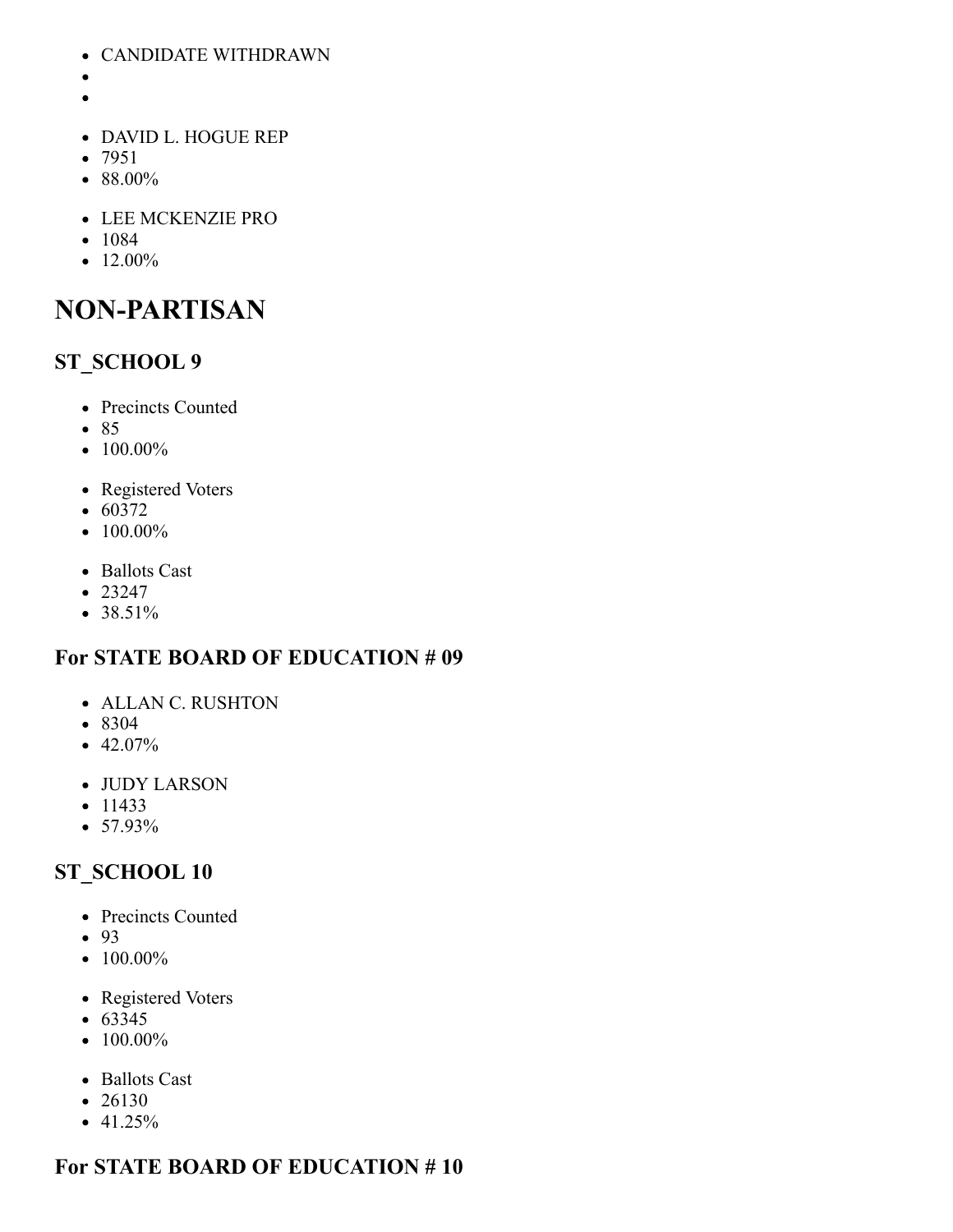- CANDIDATE WITHDRAWN
- 
- 

- DAVID L. HOGUE REP
- 7951
- 88.00%

- LEE MCKENZIE PRO
- 1084
- 12.00%

# NON-PARTISAN

## ST_SCHOOL 9

- Precincts Counted
- 85
- 100.00%

- Registered Voters
- 60372
- 100.00%

- Ballots Cast
- 23247
- 38.51%

## For STATE BOARD OF EDUCATION # 09

- ALLAN C. RUSHTON
- 8304
- 42.07%

- JUDY LARSON
- 11433
- 57.93%

## ST_SCHOOL 10

- Precincts Counted
- 93
- 100.00%

- Registered Voters
- 63345
- 100.00%

- Ballots Cast
- 26130
- 41.25%

## For STATE BOARD OF EDUCATION # 10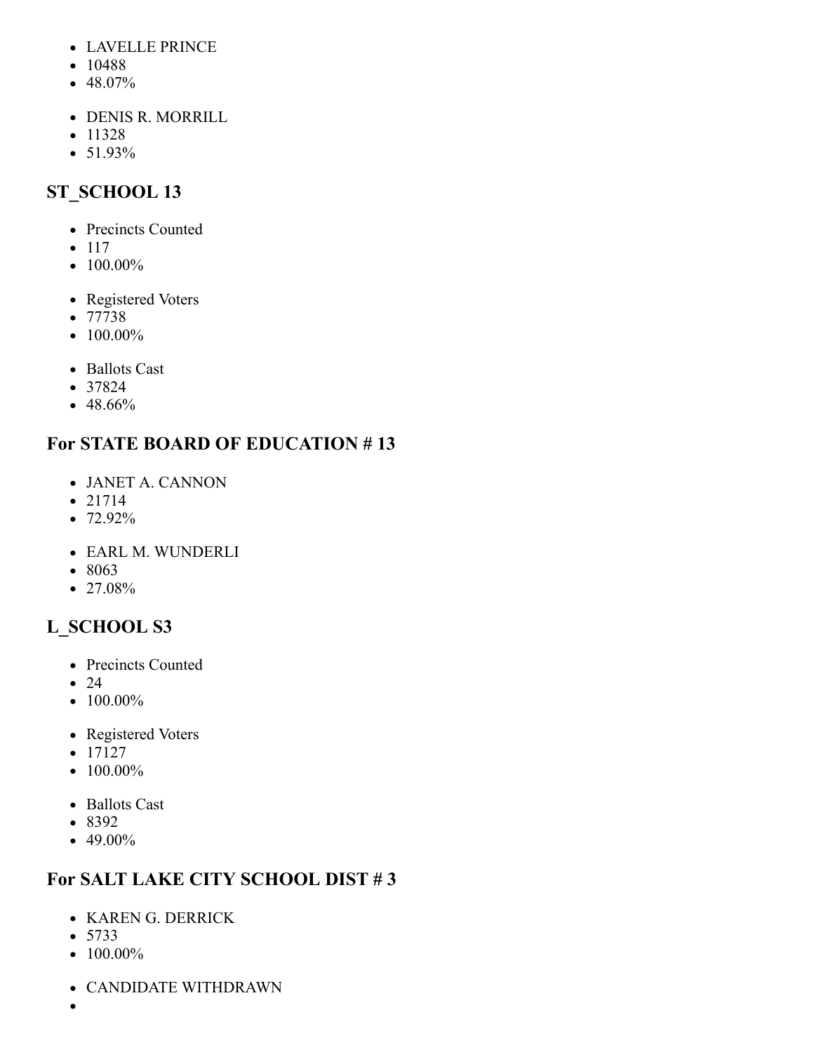- LAVELLE PRINCE
- 10488
- 48.07%

- DENIS R. MORRILL
- 11328
- 51.93%

## ST_SCHOOL 13

- Precincts Counted
- 117
- 100.00%

- Registered Voters
- 77738
- 100.00%

- Ballots Cast
- 37824
- 48.66%

## For STATE BOARD OF EDUCATION # 13

- JANET A. CANNON
- 21714
- 72.92%

- EARL M. WUNDERLI
- 8063
- 27.08%

## L_SCHOOL S3

- Precincts Counted
- 24
- 100.00%

- Registered Voters
- 17127
- 100.00%

- Ballots Cast
- 8392
- 49.00%

## For SALT LAKE CITY SCHOOL DIST # 3

- KAREN G. DERRICK
- 5733
- 100.00%

- CANDIDATE WITHDRAWN
-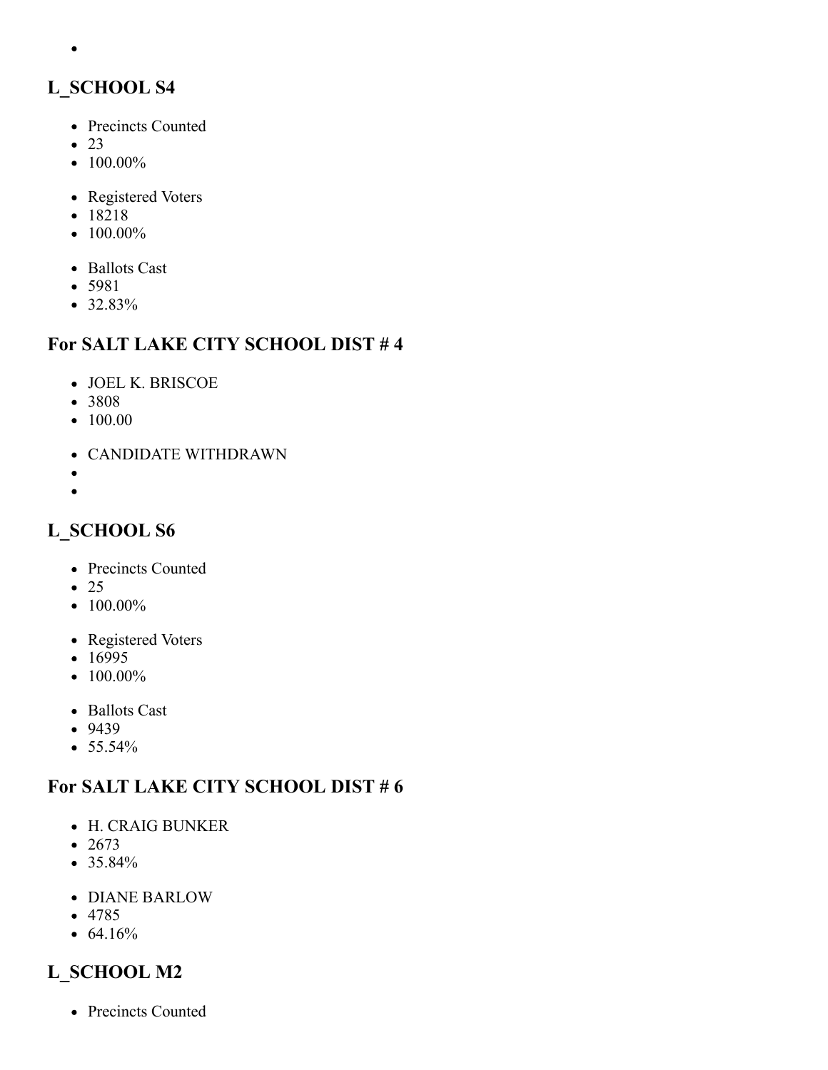- 

## L_SCHOOL S4

- Precincts Counted
- 23
- 100.00%

- Registered Voters
- 18218
- 100.00%

- Ballots Cast
- 5981
- 32.83%

## For SALT LAKE CITY SCHOOL DIST # 4

- JOEL K. BRISCOE
- 3808
- 100.00

- CANDIDATE WITHDRAWN
- 
- 

## L_SCHOOL S6

- Precincts Counted
- 25
- 100.00%

- Registered Voters
- 16995
- 100.00%

- Ballots Cast
- 9439
- 55.54%

## For SALT LAKE CITY SCHOOL DIST # 6

- H. CRAIG BUNKER
- 2673
- 35.84%

- DIANE BARLOW
- 4785
- 64.16%

## L_SCHOOL M2

- Precincts Counted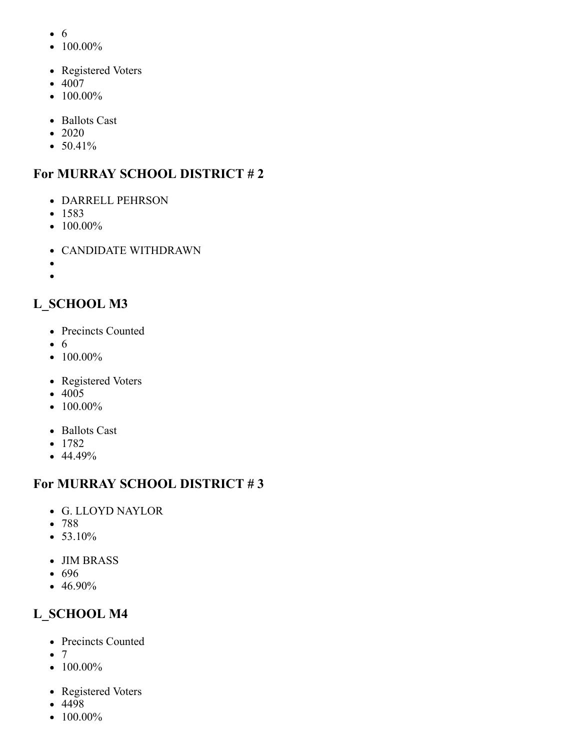- 6
- 100.00%

- Registered Voters
- 4007
- 100.00%

- Ballots Cast
- 2020
- 50.41%

## For MURRAY SCHOOL DISTRICT # 2

- DARRELL PEHRSON
- 1583
- 100.00%

- CANDIDATE WITHDRAWN
-
-

## L_SCHOOL M3

- Precincts Counted
- 6
- 100.00%

- Registered Voters
- 4005
- 100.00%

- Ballots Cast
- 1782
- 44.49%

## For MURRAY SCHOOL DISTRICT # 3

- G. LLOYD NAYLOR
- 788
- 53.10%

- JIM BRASS
- 696
- 46.90%

## L_SCHOOL M4

- Precincts Counted
- 7
- 100.00%

- Registered Voters
- 4498
- 100.00%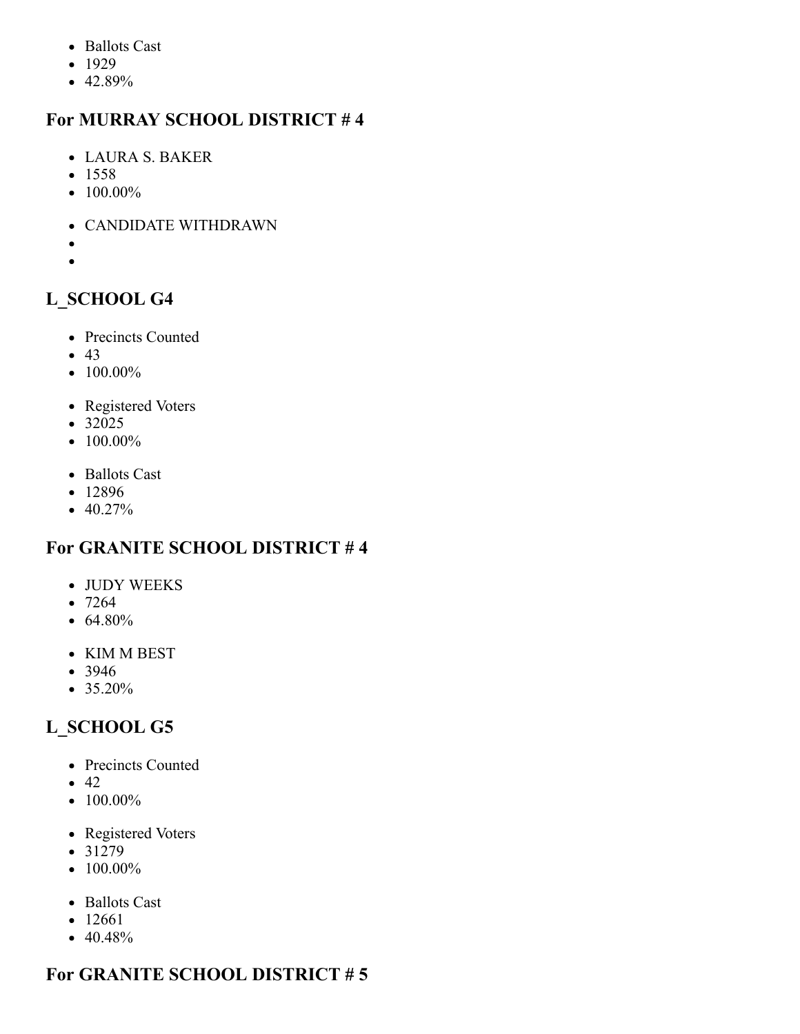- Ballots Cast
- 1929
- 42.89%

## For MURRAY SCHOOL DISTRICT # 4

- LAURA S. BAKER
- 1558
- 100.00%

- CANDIDATE WITHDRAWN
- 
- 

## L_SCHOOL G4

- Precincts Counted
- 43
- 100.00%

- Registered Voters
- 32025
- 100.00%

- Ballots Cast
- 12896
- 40.27%

## For GRANITE SCHOOL DISTRICT # 4

- JUDY WEEKS
- 7264
- 64.80%

- KIM M BEST
- 3946
- 35.20%

## L_SCHOOL G5

- Precincts Counted
- 42
- 100.00%

- Registered Voters
- 31279
- 100.00%

- Ballots Cast
- 12661
- 40.48%

## For GRANITE SCHOOL DISTRICT # 5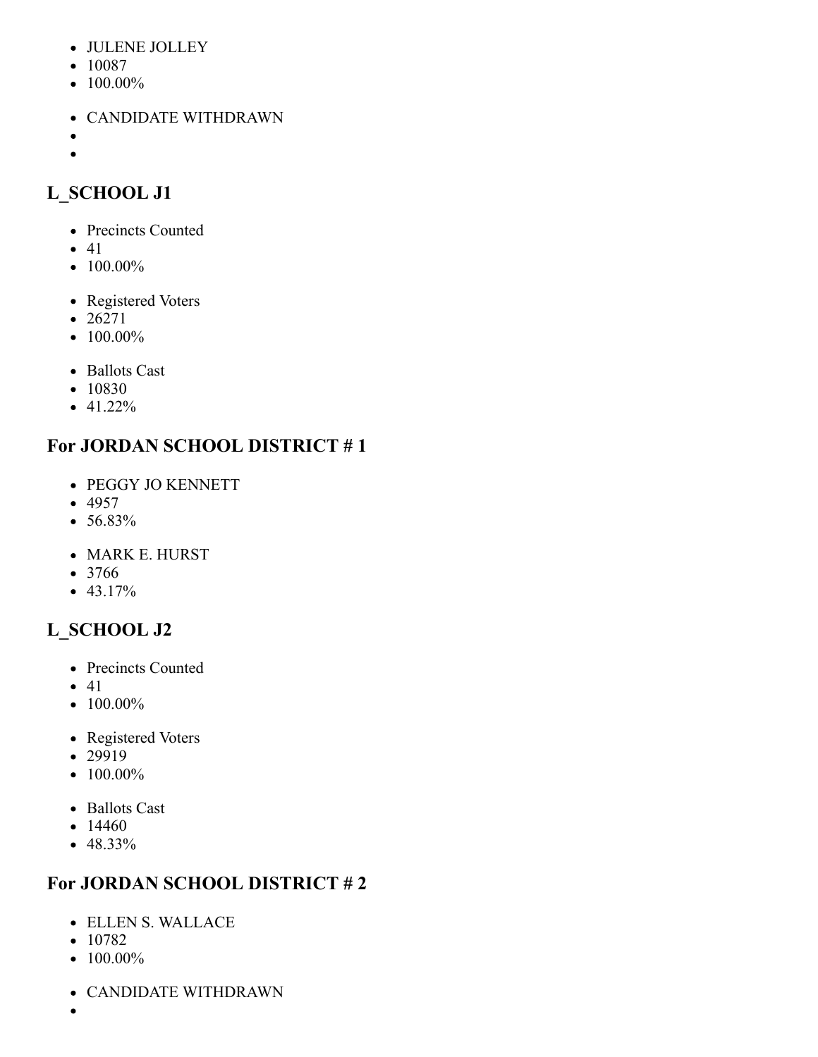- JULENE JOLLEY
- 10087
- 100.00%

- CANDIDATE WITHDRAWN
- 
- 

## L_SCHOOL J1

- Precincts Counted
- 41
- 100.00%

- Registered Voters
- 26271
- 100.00%

- Ballots Cast
- 10830
- 41.22%

## For JORDAN SCHOOL DISTRICT # 1

- PEGGY JO KENNETT
- 4957
- 56.83%

- MARK E. HURST
- 3766
- 43.17%

## L_SCHOOL J2

- Precincts Counted
- 41
- 100.00%

- Registered Voters
- 29919
- 100.00%

- Ballots Cast
- 14460
- 48.33%

## For JORDAN SCHOOL DISTRICT # 2

- ELLEN S. WALLACE
- 10782
- 100.00%

- CANDIDATE WITHDRAWN
-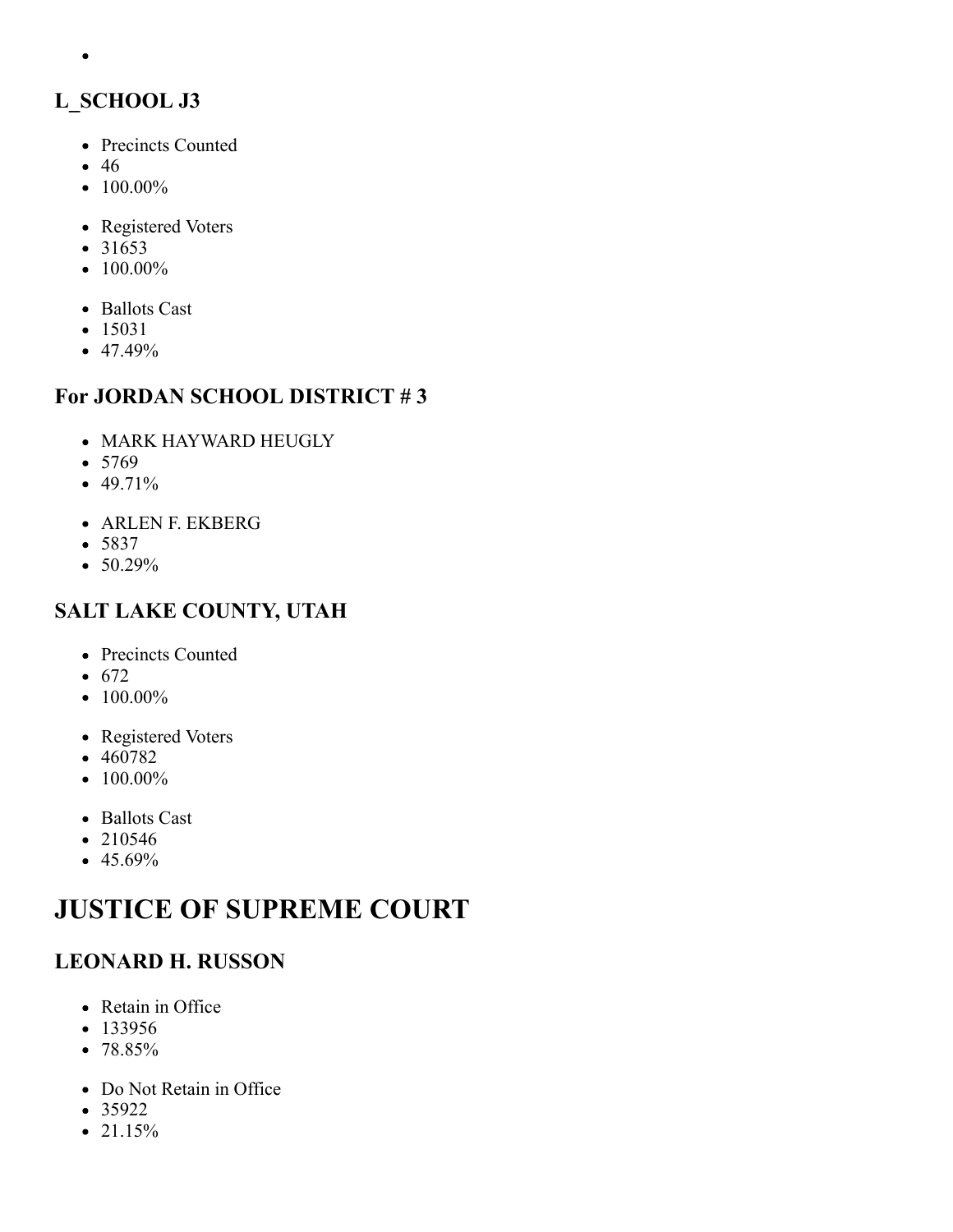- 

## L_SCHOOL J3

- Precincts Counted
- 46
- 100.00%

- Registered Voters
- 31653
- 100.00%

- Ballots Cast
- 15031
- 47.49%

## For JORDAN SCHOOL DISTRICT # 3

- MARK HAYWARD HEUGLY
- 5769
- 49.71%

- ARLEN F. EKBERG
- 5837
- 50.29%

## SALT LAKE COUNTY, UTAH

- Precincts Counted
- 672
- 100.00%

- Registered Voters
- 460782
- 100.00%

- Ballots Cast
- 210546
- 45.69%

# JUSTICE OF SUPREME COURT

## LEONARD H. RUSSON

- Retain in Office
- 133956
- 78.85%

- Do Not Retain in Office
- 35922
- 21.15%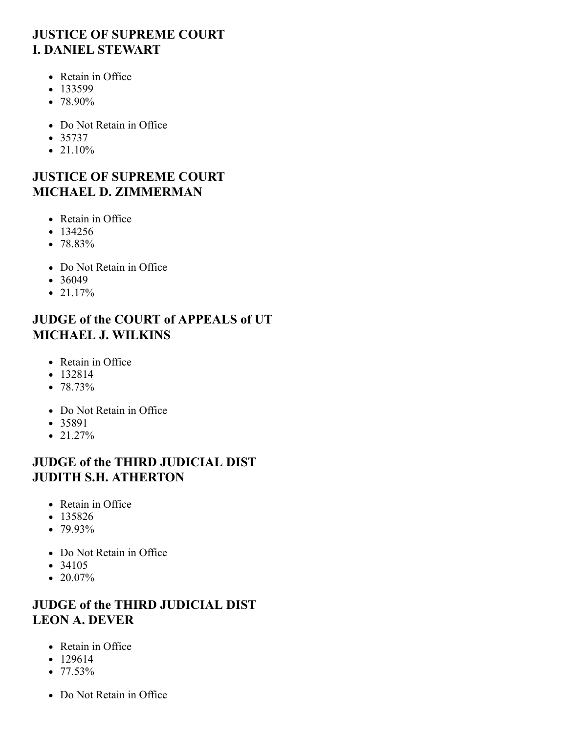## JUSTICE OF SUPREME COURT
## I. DANIEL STEWART

- Retain in Office
- 133599
- 78.90%

- Do Not Retain in Office
- 35737
- 21.10%

## JUSTICE OF SUPREME COURT
## MICHAEL D. ZIMMERMAN

- Retain in Office
- 134256
- 78.83%

- Do Not Retain in Office
- 36049
- 21.17%

## JUDGE of the COURT of APPEALS of UT
## MICHAEL J. WILKINS

- Retain in Office
- 132814
- 78.73%

- Do Not Retain in Office
- 35891
- 21.27%

## JUDGE of the THIRD JUDICIAL DIST
## JUDITH S.H. ATHERTON

- Retain in Office
- 135826
- 79.93%

- Do Not Retain in Office
- 34105
- 20.07%

## JUDGE of the THIRD JUDICIAL DIST
## LEON A. DEVER

- Retain in Office
- 129614
- 77.53%

- Do Not Retain in Office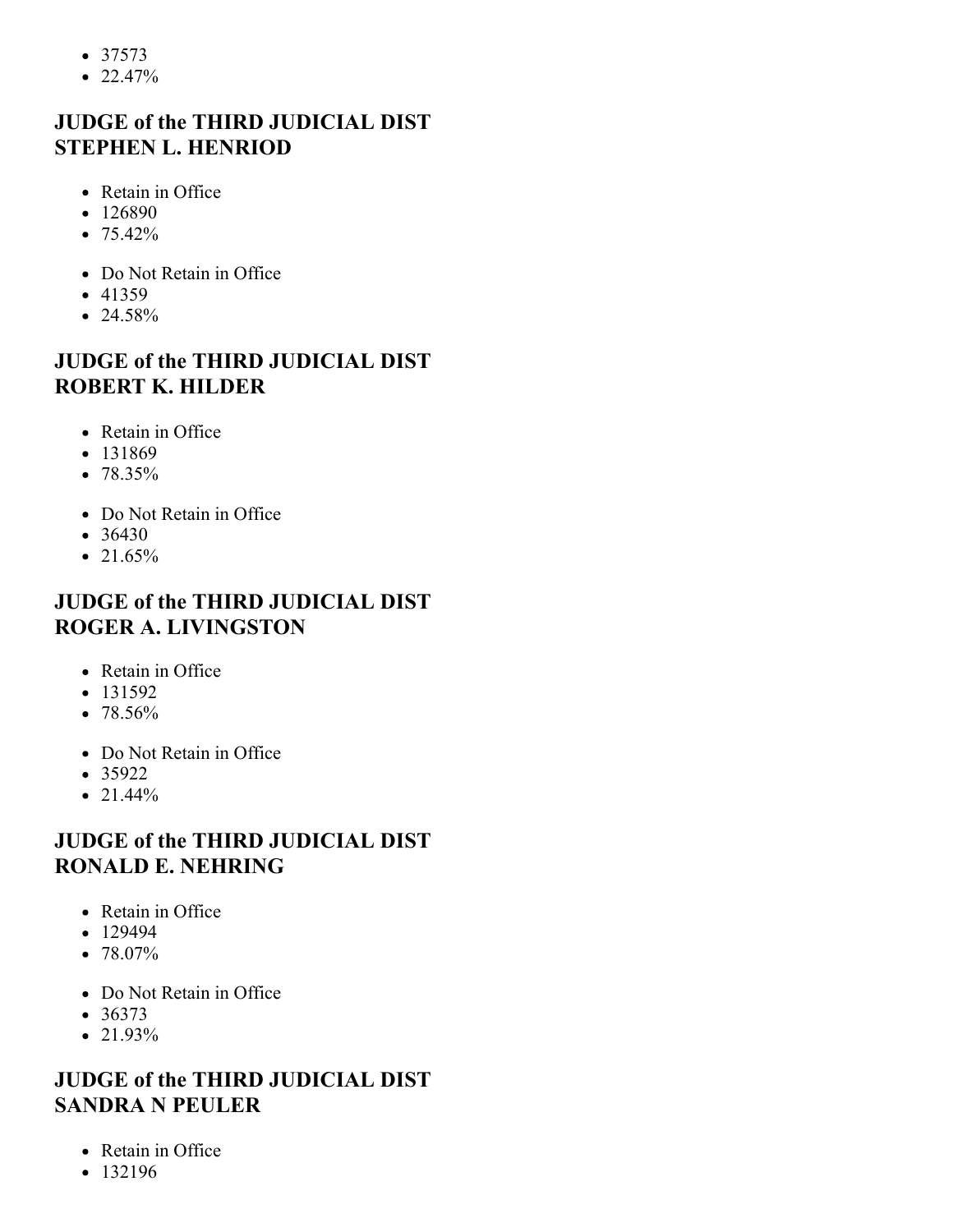- 37573
- 22.47%

### JUDGE of the THIRD JUDICIAL DIST STEPHEN L. HENRIOD

- Retain in Office
- 126890
- 75.42%

- Do Not Retain in Office
- 41359
- 24.58%

### JUDGE of the THIRD JUDICIAL DIST ROBERT K. HILDER

- Retain in Office
- 131869
- 78.35%

- Do Not Retain in Office
- 36430
- 21.65%

### JUDGE of the THIRD JUDICIAL DIST ROGER A. LIVINGSTON

- Retain in Office
- 131592
- 78.56%

- Do Not Retain in Office
- 35922
- 21.44%

### JUDGE of the THIRD JUDICIAL DIST RONALD E. NEHRING

- Retain in Office
- 129494
- 78.07%

- Do Not Retain in Office
- 36373
- 21.93%

### JUDGE of the THIRD JUDICIAL DIST SANDRA N PEULER

- Retain in Office
- 132196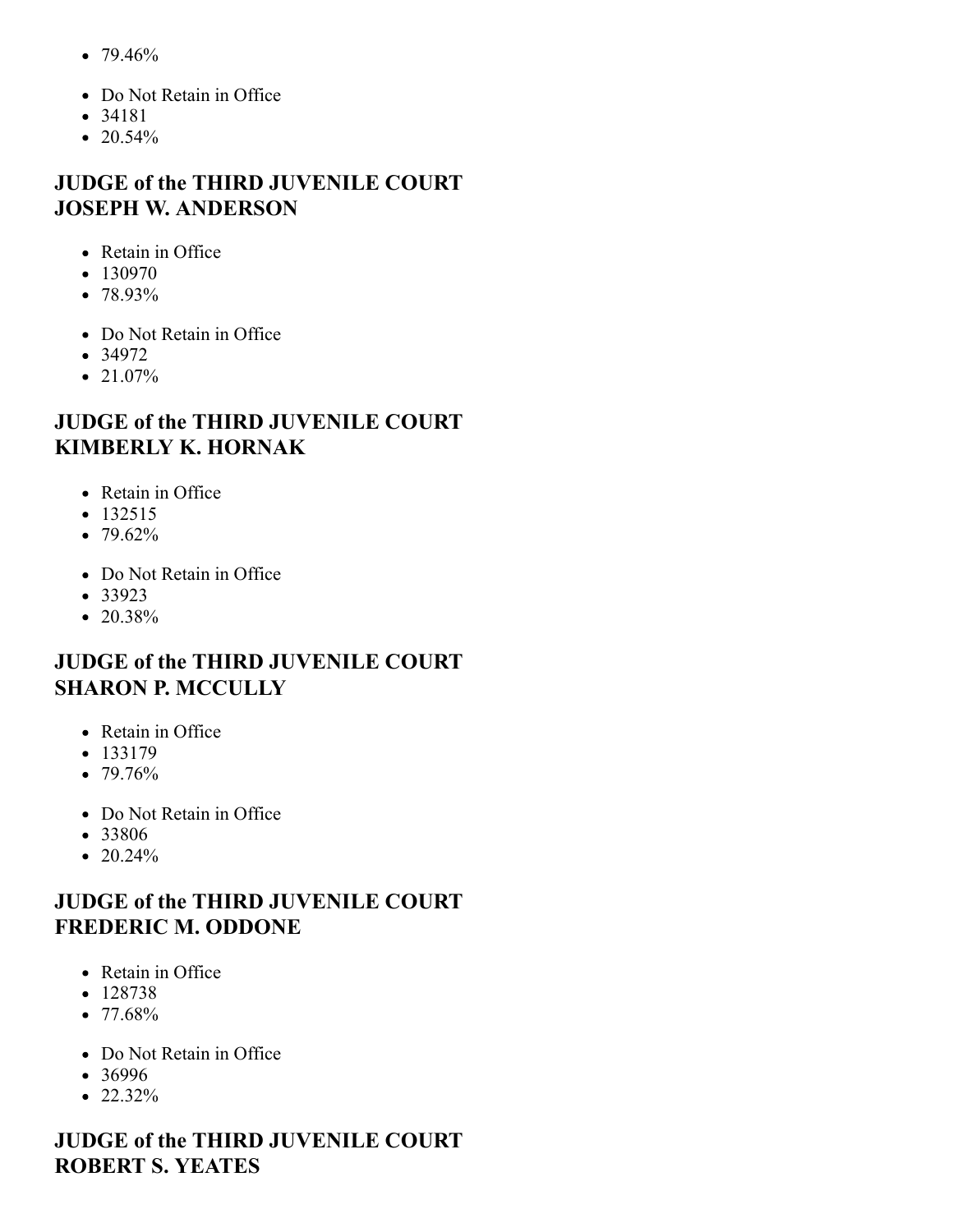- 79.46%

- Do Not Retain in Office
- 34181
- 20.54%

## JUDGE of the THIRD JUVENILE COURT JOSEPH W. ANDERSON

- Retain in Office
- 130970
- 78.93%

- Do Not Retain in Office
- 34972
- 21.07%

## JUDGE of the THIRD JUVENILE COURT KIMBERLY K. HORNAK

- Retain in Office
- 132515
- 79.62%

- Do Not Retain in Office
- 33923
- 20.38%

## JUDGE of the THIRD JUVENILE COURT SHARON P. MCCULLY

- Retain in Office
- 133179
- 79.76%

- Do Not Retain in Office
- 33806
- 20.24%

## JUDGE of the THIRD JUVENILE COURT FREDERIC M. ODDONE

- Retain in Office
- 128738
- 77.68%

- Do Not Retain in Office
- 36996
- 22.32%

## JUDGE of the THIRD JUVENILE COURT ROBERT S. YEATES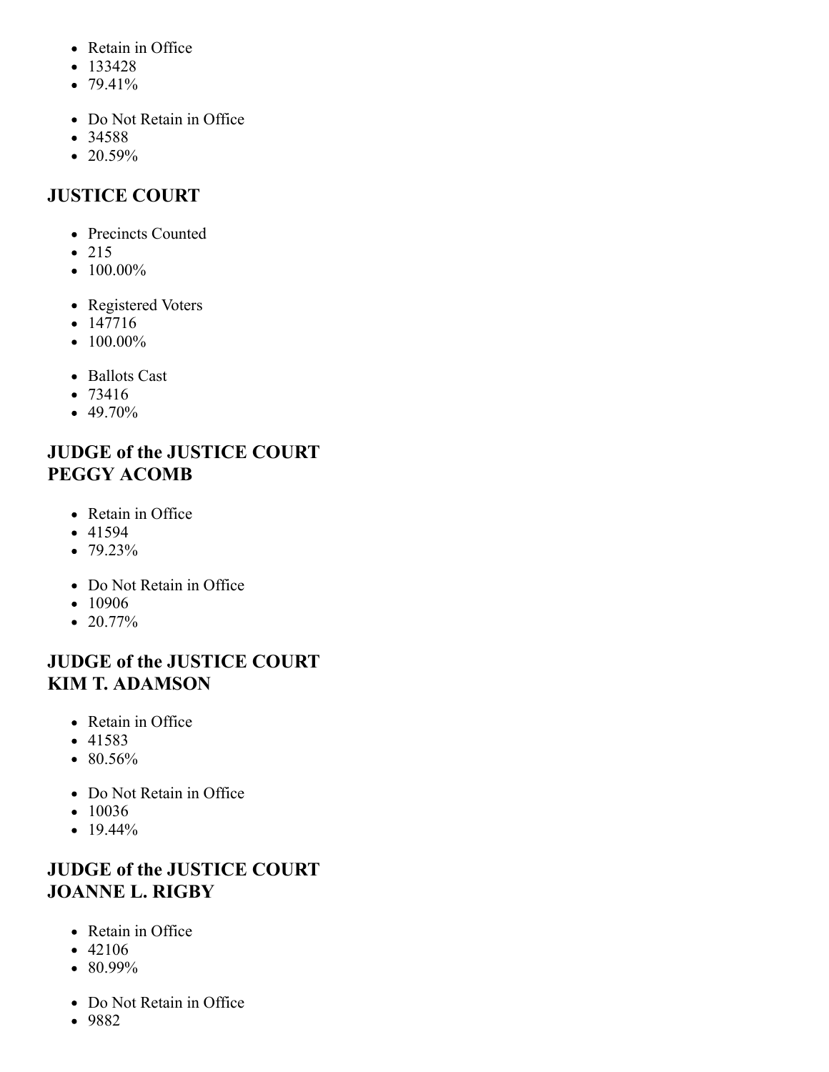- Retain in Office
- 133428
- 79.41%

- Do Not Retain in Office
- 34588
- 20.59%

## JUSTICE COURT

- Precincts Counted
- 215
- 100.00%

- Registered Voters
- 147716
- 100.00%

- Ballots Cast
- 73416
- 49.70%

## JUDGE of the JUSTICE COURT PEGGY ACOMB

- Retain in Office
- 41594
- 79.23%

- Do Not Retain in Office
- 10906
- 20.77%

## JUDGE of the JUSTICE COURT KIM T. ADAMSON

- Retain in Office
- 41583
- 80.56%

- Do Not Retain in Office
- 10036
- 19.44%

## JUDGE of the JUSTICE COURT JOANNE L. RIGBY

- Retain in Office
- 42106
- 80.99%

- Do Not Retain in Office
- 9882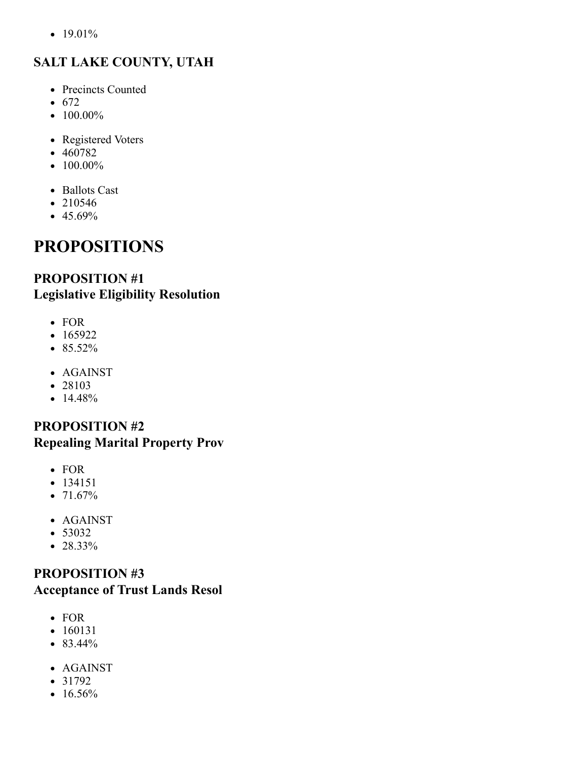- 19.01%

### SALT LAKE COUNTY, UTAH

- Precincts Counted
- 672
- 100.00%

- Registered Voters
- 460782
- 100.00%

- Ballots Cast
- 210546
- 45.69%

# PROPOSITIONS

### PROPOSITION #1
### Legislative Eligibility Resolution

- FOR
- 165922
- 85.52%

- AGAINST
- 28103
- 14.48%

### PROPOSITION #2
### Repealing Marital Property Prov

- FOR
- 134151
- 71.67%

- AGAINST
- 53032
- 28.33%

### PROPOSITION #3
### Acceptance of Trust Lands Resol

- FOR
- 160131
- 83.44%

- AGAINST
- 31792
- 16.56%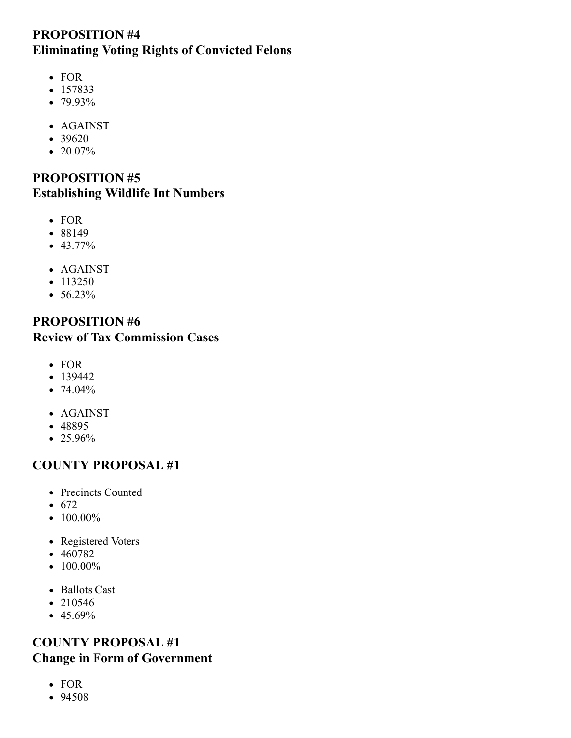### PROPOSITION #4
### Eliminating Voting Rights of Convicted Felons

- FOR
- 157833
- 79.93%

- AGAINST
- 39620
- 20.07%

### PROPOSITION #5
### Establishing Wildlife Int Numbers

- FOR
- 88149
- 43.77%

- AGAINST
- 113250
- 56.23%

### PROPOSITION #6
### Review of Tax Commission Cases

- FOR
- 139442
- 74.04%

- AGAINST
- 48895
- 25.96%

### COUNTY PROPOSAL #1

- Precincts Counted
- 672
- 100.00%

- Registered Voters
- 460782
- 100.00%

- Ballots Cast
- 210546
- 45.69%

### COUNTY PROPOSAL #1
### Change in Form of Government

- FOR
- 94508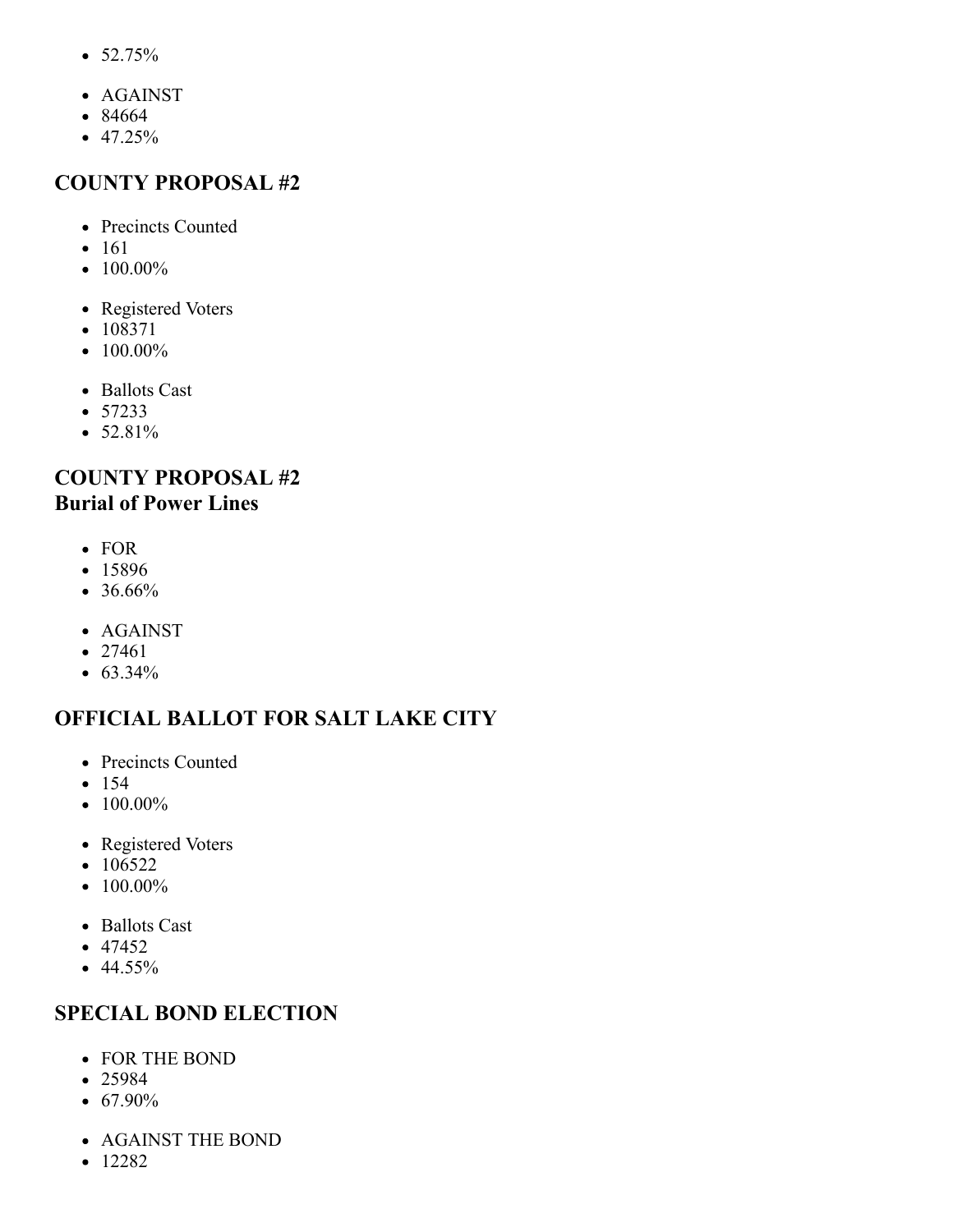- 52.75%

- AGAINST
- 84664
- 47.25%

### COUNTY PROPOSAL #2

- Precincts Counted
- 161
- 100.00%

- Registered Voters
- 108371
- 100.00%

- Ballots Cast
- 57233
- 52.81%

### COUNTY PROPOSAL #2 Burial of Power Lines

- FOR
- 15896
- 36.66%

- AGAINST
- 27461
- 63.34%

### OFFICIAL BALLOT FOR SALT LAKE CITY

- Precincts Counted
- 154
- 100.00%

- Registered Voters
- 106522
- 100.00%

- Ballots Cast
- 47452
- 44.55%

### SPECIAL BOND ELECTION

- FOR THE BOND
- 25984
- 67.90%

- AGAINST THE BOND
- 12282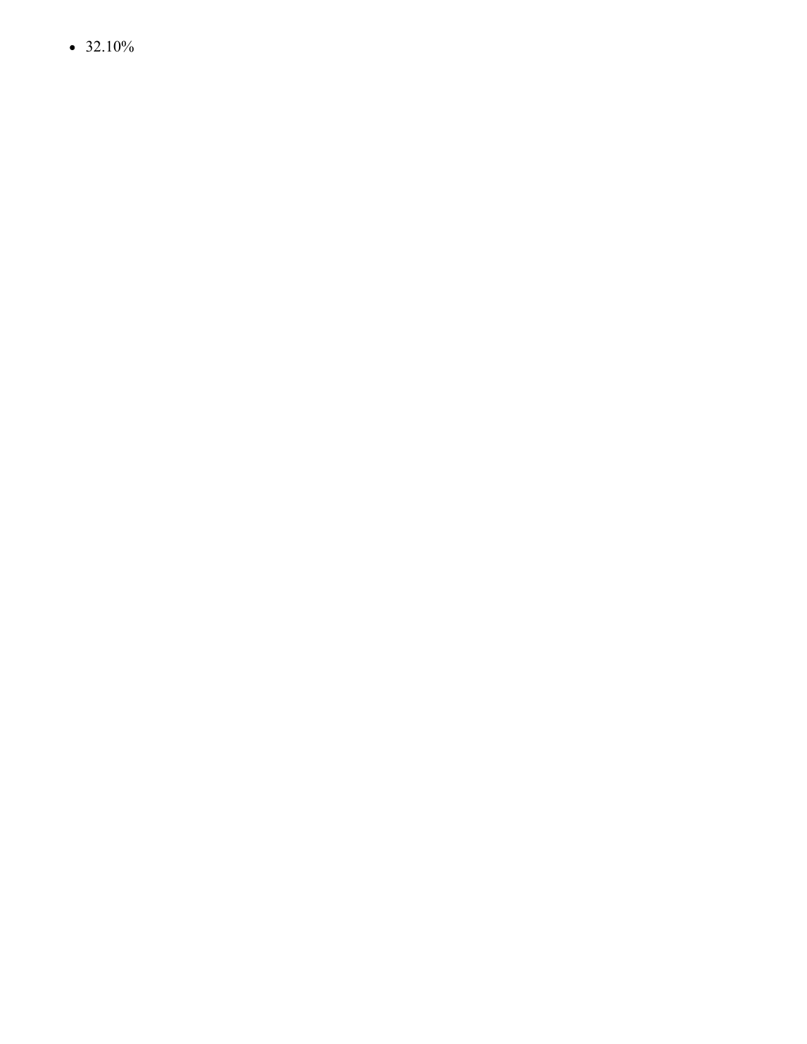- 32.10%